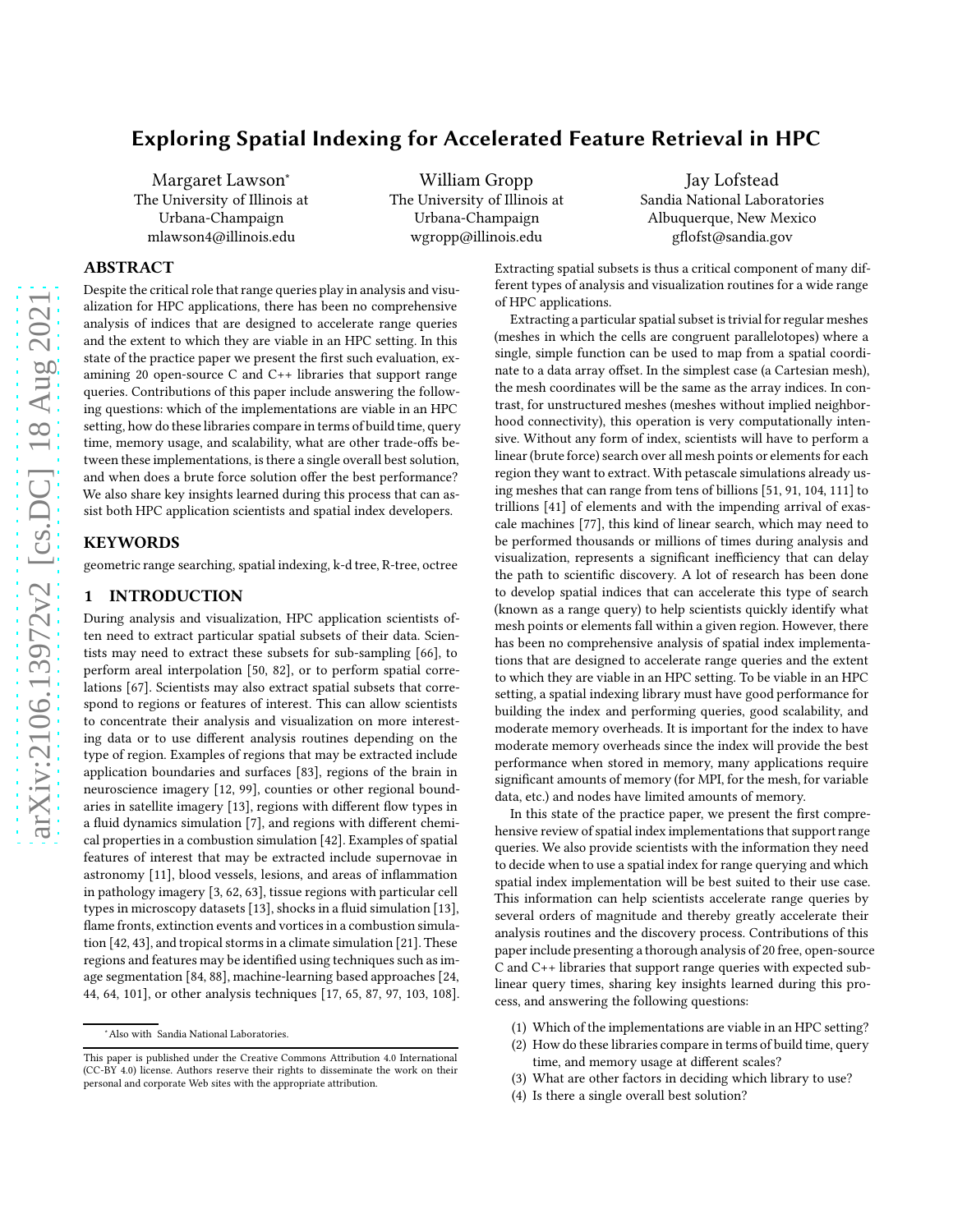# Exploring Spatial Indexing for Accelerated Feature Retrieval in HPC

Margaret Lawson*
The University of Illinois at Urbana-Champaign
mlawson4@illinois.edu

William Gropp
The University of Illinois at Urbana-Champaign
wgropp@illinois.edu

Jay Lofstead
Sandia National Laboratories
Albuquerque, New Mexico
gflofst@sandia.gov

## ABSTRACT

Despite the critical role that range queries play in analysis and visualization for HPC applications, there has been no comprehensive analysis of indices that are designed to accelerate range queries and the extent to which they are viable in an HPC setting. In this state of the practice paper we present the first such evaluation, examining 20 open-source C and C++ libraries that support range queries. Contributions of this paper include answering the following questions: which of the implementations are viable in an HPC setting, how do these libraries compare in terms of build time, query time, memory usage, and scalability, what are other trade-offs between these implementations, is there a single overall best solution, and when does a brute force solution offer the best performance? We also share key insights learned during this process that can assist both HPC application scientists and spatial index developers.

## KEYWORDS

geometric range searching, spatial indexing, k-d tree, R-tree, octree

## 1 INTRODUCTION

During analysis and visualization, HPC application scientists often need to extract particular spatial subsets of their data. Scientists may need to extract these subsets for sub-sampling [66], to perform areal interpolation [50, 82], or to perform spatial correlations [67]. Scientists may also extract spatial subsets that correspond to regions or features of interest. This can allow scientists to concentrate their analysis and visualization on more interesting data or to use different analysis routines depending on the type of region. Examples of regions that may be extracted include application boundaries and surfaces [83], regions of the brain in neuroscience imagery [12, 99], counties or other regional boundaries in satellite imagery [13], regions with different flow types in a fluid dynamics simulation [7], and regions with different chemical properties in a combustion simulation [42]. Examples of spatial features of interest that may be extracted include supernovae in astronomy [11], blood vessels, lesions, and areas of inflammation in pathology imagery [3, 62, 63], tissue regions with particular cell types in microscopy datasets [13], shocks in a fluid simulation [13], flame fronts, extinction events and vortices in a combustion simulation [42, 43], and tropical storms in a climate simulation [21]. These regions and features may be identified using techniques such as image segmentation [84, 88], machine-learning based approaches [24, 44, 64, 101], or other analysis techniques [17, 65, 87, 97, 103, 108]. Extracting spatial subsets is thus a critical component of many different types of analysis and visualization routines for a wide range of HPC applications.

Extracting a particular spatial subset is trivial for regular meshes (meshes in which the cells are congruent parallelotopes) where a single, simple function can be used to map from a spatial coordinate to a data array offset. In the simplest case (a Cartesian mesh), the mesh coordinates will be the same as the array indices. In contrast, for unstructured meshes (meshes without implied neighborhood connectivity), this operation is very computationally intensive. Without any form of index, scientists will have to perform a linear (brute force) search over all mesh points or elements for each region they want to extract. With petascale simulations already using meshes that can range from tens of billions [51, 91, 104, 111] to trillions [41] of elements and with the impending arrival of exascale machines [77], this kind of linear search, which may need to be performed thousands or millions of times during analysis and visualization, represents a significant inefficiency that can delay the path to scientific discovery. A lot of research has been done to develop spatial indices that can accelerate this type of search (known as a range query) to help scientists quickly identify what mesh points or elements fall within a given region. However, there has been no comprehensive analysis of spatial index implementations that are designed to accelerate range queries and the extent to which they are viable in an HPC setting. To be viable in an HPC setting, a spatial indexing library must have good performance for building the index and performing queries, good scalability, and moderate memory overheads. It is important for the index to have moderate memory overheads since the index will provide the best performance when stored in memory, many applications require significant amounts of memory (for MPI, for the mesh, for variable data, etc.) and nodes have limited amounts of memory.

In this state of the practice paper, we present the first comprehensive review of spatial index implementations that support range queries. We also provide scientists with the information they need to decide when to use a spatial index for range querying and which spatial index implementation will be best suited to their use case. This information can help scientists accelerate range queries by several orders of magnitude and thereby greatly accelerate their analysis routines and the discovery process. Contributions of this paper include presenting a thorough analysis of 20 free, open-source C and C++ libraries that support range queries with expected sublinear query times, sharing key insights learned during this process, and answering the following questions:

(1) Which of the implementations are viable in an HPC setting?
(2) How do these libraries compare in terms of build time, query time, and memory usage at different scales?
(3) What are other factors in deciding which library to use?
(4) Is there a single overall best solution?

*Also with Sandia National Laboratories.

This paper is published under the Creative Commons Attribution 4.0 International (CC-BY 4.0) license. Authors reserve their rights to disseminate the work on their personal and corporate Web sites with the appropriate attribution.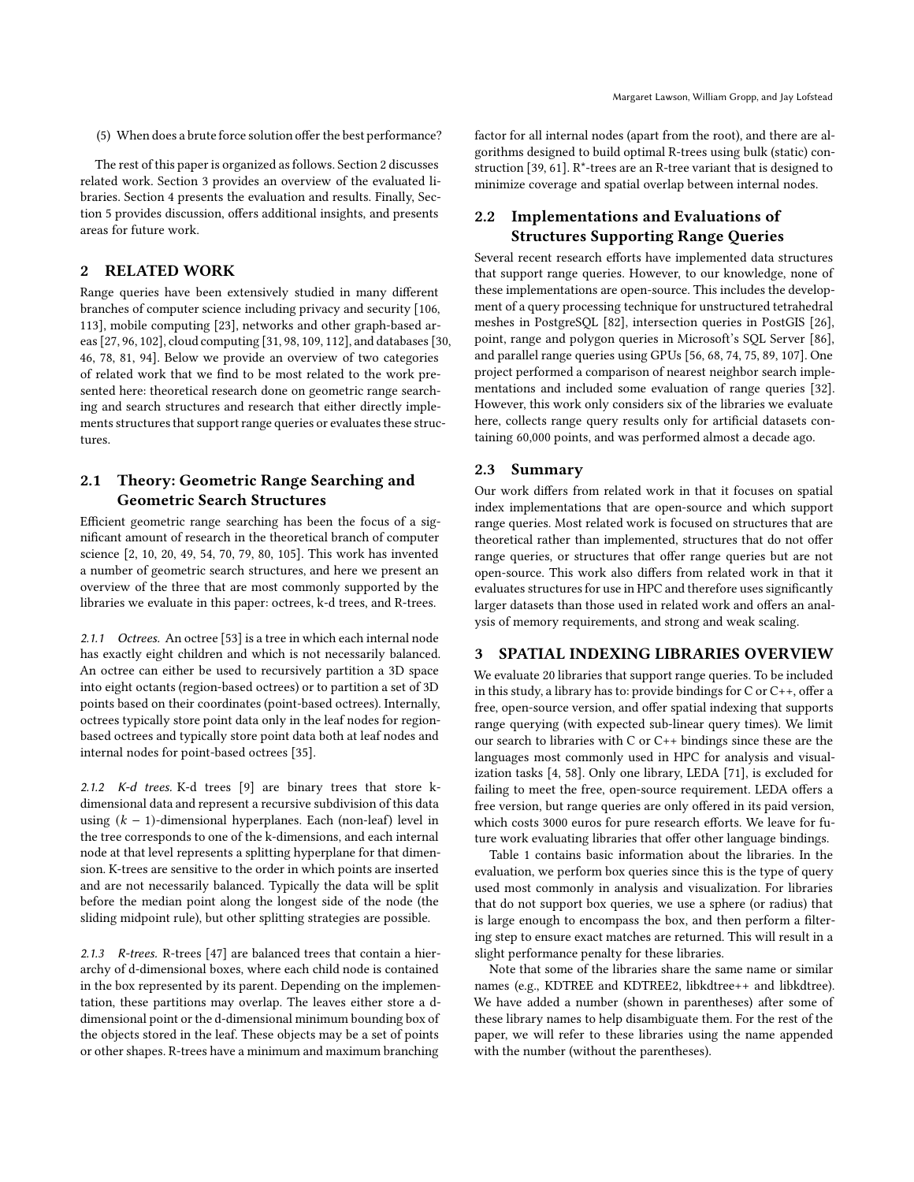(5) When does a brute force solution offer the best performance?

The rest of this paper is organized as follows. Section 2 discusses related work. Section 3 provides an overview of the evaluated libraries. Section 4 presents the evaluation and results. Finally, Section 5 provides discussion, offers additional insights, and presents areas for future work.

## 2 RELATED WORK

Range queries have been extensively studied in many different branches of computer science including privacy and security [106, 113], mobile computing [23], networks and other graph-based areas [27, 96, 102], cloud computing [31, 98, 109, 112], and databases [30, 46, 78, 81, 94]. Below we provide an overview of two categories of related work that we find to be most related to the work presented here: theoretical research done on geometric range searching and search structures and research that either directly implements structures that support range queries or evaluates these structures.

### 2.1 Theory: Geometric Range Searching and Geometric Search Structures

Efficient geometric range searching has been the focus of a significant amount of research in the theoretical branch of computer science [2, 10, 20, 49, 54, 70, 79, 80, 105]. This work has invented a number of geometric search structures, and here we present an overview of the three that are most commonly supported by the libraries we evaluate in this paper: octrees, k-d trees, and R-trees.

*2.1.1 Octrees.* An octree [53] is a tree in which each internal node has exactly eight children and which is not necessarily balanced. An octree can either be used to recursively partition a 3D space into eight octants (region-based octrees) or to partition a set of 3D points based on their coordinates (point-based octrees). Internally, octrees typically store point data only in the leaf nodes for region-based octrees and typically store point data both at leaf nodes and internal nodes for point-based octrees [35].

*2.1.2 K-d trees.* K-d trees [9] are binary trees that store k-dimensional data and represent a recursive subdivision of this data using $(k-1)$-dimensional hyperplanes. Each (non-leaf) level in the tree corresponds to one of the k-dimensions, and each internal node at that level represents a splitting hyperplane for that dimension. K-trees are sensitive to the order in which points are inserted and are not necessarily balanced. Typically the data will be split before the median point along the longest side of the node (the sliding midpoint rule), but other splitting strategies are possible.

*2.1.3 R-trees.* R-trees [47] are balanced trees that contain a hierarchy of d-dimensional boxes, where each child node is contained in the box represented by its parent. Depending on the implementation, these partitions may overlap. The leaves either store a d-dimensional point or the d-dimensional minimum bounding box of the objects stored in the leaf. These objects may be a set of points or other shapes. R-trees have a minimum and maximum branching factor for all internal nodes (apart from the root), and there are algorithms designed to build optimal R-trees using bulk (static) construction [39, 61]. R*-trees are an R-tree variant that is designed to minimize coverage and spatial overlap between internal nodes.

### 2.2 Implementations and Evaluations of Structures Supporting Range Queries

Several recent research efforts have implemented data structures that support range queries. However, to our knowledge, none of these implementations are open-source. This includes the development of a query processing technique for unstructured tetrahedral meshes in PostgreSQL [82], intersection queries in PostGIS [26], point, range and polygon queries in Microsoft's SQL Server [86], and parallel range queries using GPUs [56, 68, 74, 75, 89, 107]. One project performed a comparison of nearest neighbor search implementations and included some evaluation of range queries [32]. However, this work only considers six of the libraries we evaluate here, collects range query results only for artificial datasets containing 60,000 points, and was performed almost a decade ago.

### 2.3 Summary

Our work differs from related work in that it focuses on spatial index implementations that are open-source and which support range queries. Most related work is focused on structures that are theoretical rather than implemented, structures that do not offer range queries, or structures that offer range queries but are not open-source. This work also differs from related work in that it evaluates structures for use in HPC and therefore uses significantly larger datasets than those used in related work and offers an analysis of memory requirements, and strong and weak scaling.

## 3 SPATIAL INDEXING LIBRARIES OVERVIEW

We evaluate 20 libraries that support range queries. To be included in this study, a library has to: provide bindings for C or C++, offer a free, open-source version, and offer spatial indexing that supports range querying (with expected sub-linear query times). We limit our search to libraries with C or C++ bindings since these are the languages most commonly used in HPC for analysis and visualization tasks [4, 58]. Only one library, LEDA [71], is excluded for failing to meet the free, open-source requirement. LEDA offers a free version, but range queries are only offered in its paid version, which costs 3000 euros for pure research efforts. We leave for future work evaluating libraries that offer other language bindings.

Table 1 contains basic information about the libraries. In the evaluation, we perform box queries since this is the type of query used most commonly in analysis and visualization. For libraries that do not support box queries, we use a sphere (or radius) that is large enough to encompass the box, and then perform a filtering step to ensure exact matches are returned. This will result in a slight performance penalty for these libraries.

Note that some of the libraries share the same name or similar names (e.g., KDTREE and KDTREE2, libkdtree++ and libkdtree). We have added a number (shown in parentheses) after some of these library names to help disambiguate them. For the rest of the paper, we will refer to these libraries using the name appended with the number (without the parentheses).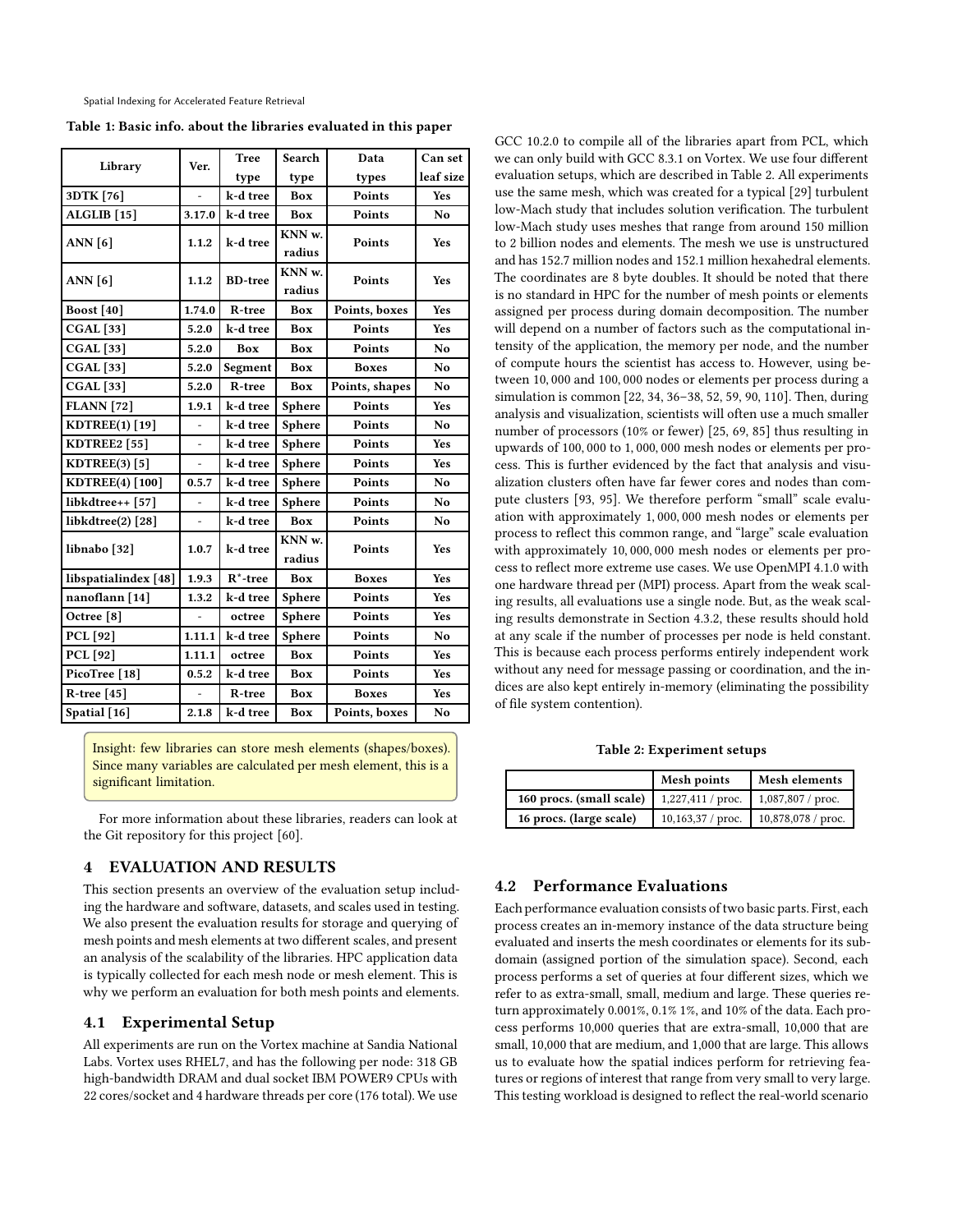Table 1: Basic info. about the libraries evaluated in this paper

| Library | Ver. | Tree type | Search type | Data types | Can set leaf size |
|---|---|---|---|---|---|
| 3DTK [76] | - | k-d tree | Box | Points | Yes |
| ALGLIB [15] | 3.17.0 | k-d tree | Box | Points | No |
| ANN [6] | 1.1.2 | k-d tree | KNN w. radius | Points | Yes |
| ANN [6] | 1.1.2 | BD-tree | KNN w. radius | Points | Yes |
| Boost [40] | 1.74.0 | R-tree | Box | Points, boxes | Yes |
| CGAL [33] | 5.2.0 | k-d tree | Box | Points | Yes |
| CGAL [33] | 5.2.0 | Box | Box | Points | No |
| CGAL [33] | 5.2.0 | Segment | Box | Boxes | No |
| CGAL [33] | 5.2.0 | R-tree | Box | Points, shapes | No |
| FLANN [72] | 1.9.1 | k-d tree | Sphere | Points | Yes |
| KDTREE(1) [19] | - | k-d tree | Sphere | Points | No |
| KDTREE2 [55] | - | k-d tree | Sphere | Points | Yes |
| KDTREE(3) [5] | - | k-d tree | Sphere | Points | Yes |
| KDTREE(4) [100] | 0.5.7 | k-d tree | Sphere | Points | No |
| libkdtree++ [57] | - | k-d tree | Sphere | Points | No |
| libkdtree(2) [28] | - | k-d tree | Box | Points | No |
| libnabo [32] | 1.0.7 | k-d tree | KNN w. radius | Points | Yes |
| libspatialindex [48] | 1.9.3 | $R^*$-tree | Box | Boxes | Yes |
| nanoflann [14] | 1.3.2 | k-d tree | Sphere | Points | Yes |
| Octree [8] | - | octree | Sphere | Points | Yes |
| PCL [92] | 1.11.1 | k-d tree | Sphere | Points | No |
| PCL [92] | 1.11.1 | octree | Box | Points | Yes |
| PicoTree [18] | 0.5.2 | k-d tree | Box | Points | Yes |
| R-tree [45] | - | R-tree | Box | Boxes | Yes |
| Spatial [16] | 2.1.8 | k-d tree | Box | Points, boxes | No |

Insight: few libraries can store mesh elements (shapes/boxes). Since many variables are calculated per mesh element, this is a significant limitation.

For more information about these libraries, readers can look at the Git repository for this project [60].

## 4 EVALUATION AND RESULTS

This section presents an overview of the evaluation setup including the hardware and software, datasets, and scales used in testing. We also present the evaluation results for storage and querying of mesh points and mesh elements at two different scales, and present an analysis of the scalability of the libraries. HPC application data is typically collected for each mesh node or mesh element. This is why we perform an evaluation for both mesh points and elements.

### 4.1 Experimental Setup

All experiments are run on the Vortex machine at Sandia National Labs. Vortex uses RHEL7, and has the following per node: 318 GB high-bandwidth DRAM and dual socket IBM POWER9 CPUs with 22 cores/socket and 4 hardware threads per core (176 total). We use GCC 10.2.0 to compile all of the libraries apart from PCL, which we can only build with GCC 8.3.1 on Vortex. We use four different evaluation setups, which are described in Table 2. All experiments use the same mesh, which was created for a typical [29] turbulent low-Mach study that includes solution verification. The turbulent low-Mach study uses meshes that range from around 150 million to 2 billion nodes and elements. The mesh we use is unstructured and has 152.7 million nodes and 152.1 million hexahedral elements. The coordinates are 8 byte doubles. It should be noted that there is no standard in HPC for the number of mesh points or elements assigned per process during domain decomposition. The number will depend on a number of factors such as the computational intensity of the application, the memory per node, and the number of compute hours the scientist has access to. However, using between 10,000 and 100,000 nodes or elements per process during a simulation is common [22, 34, 36–38, 52, 59, 90, 110]. Then, during analysis and visualization, scientists will often use a much smaller number of processors (10% or fewer) [25, 69, 85] thus resulting in upwards of 100,000 to 1,000,000 mesh nodes or elements per process. This is further evidenced by the fact that analysis and visualization clusters often have far fewer cores and nodes than compute clusters [93, 95]. We therefore perform "small" scale evaluation with approximately 1,000,000 mesh nodes or elements per process to reflect this common range, and "large" scale evaluation with approximately 10,000,000 mesh nodes or elements per process to reflect more extreme use cases. We use OpenMPI 4.1.0 with one hardware thread per (MPI) process. Apart from the weak scaling results, all evaluations use a single node. But, as the weak scaling results demonstrate in Section 4.3.2, these results should hold at any scale if the number of processes per node is held constant. This is because each process performs entirely independent work without any need for message passing or coordination, and the indices are also kept entirely in-memory (eliminating the possibility of file system contention).

Table 2: Experiment setups

| | Mesh points | Mesh elements |
|---|---|---|
| 160 procs. (small scale) | 1,227,411 / proc. | 1,087,807 / proc. |
| 16 procs. (large scale) | 10,163,37 / proc. | 10,878,078 / proc. |

### 4.2 Performance Evaluations

Each performance evaluation consists of two basic parts. First, each process creates an in-memory instance of the data structure being evaluated and inserts the mesh coordinates or elements for its subdomain (assigned portion of the simulation space). Second, each process performs a set of queries at four different sizes, which we refer to as extra-small, small, medium and large. These queries return approximately 0.001%, 0.1% 1%, and 10% of the data. Each process performs 10,000 queries that are extra-small, 10,000 that are small, 10,000 that are medium, and 1,000 that are large. This allows us to evaluate how the spatial indices perform for retrieving features or regions of interest that range from very small to very large. This testing workload is designed to reflect the real-world scenario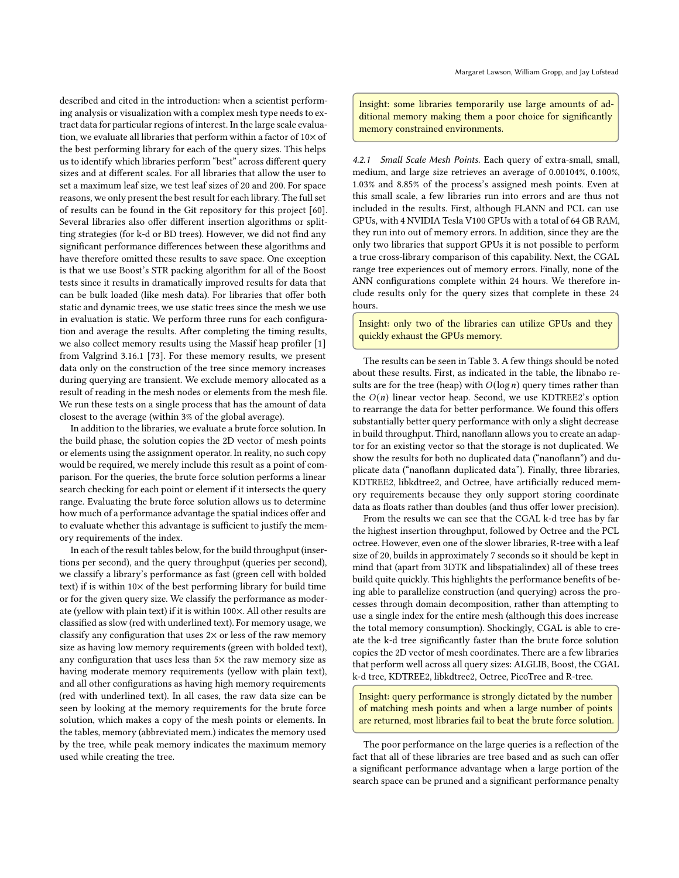described and cited in the introduction: when a scientist performing analysis or visualization with a complex mesh type needs to extract data for particular regions of interest. In the large scale evaluation, we evaluate all libraries that perform within a factor of 10× of the best performing library for each of the query sizes. This helps us to identify which libraries perform "best" across different query sizes and at different scales. For all libraries that allow the user to set a maximum leaf size, we test leaf sizes of 20 and 200. For space reasons, we only present the best result for each library. The full set of results can be found in the Git repository for this project [60]. Several libraries also offer different insertion algorithms or splitting strategies (for k-d or BD trees). However, we did not find any significant performance differences between these algorithms and have therefore omitted these results to save space. One exception is that we use Boost's STR packing algorithm for all of the Boost tests since it results in dramatically improved results for data that can be bulk loaded (like mesh data). For libraries that offer both static and dynamic trees, we use static trees since the mesh we use in evaluation is static. We perform three runs for each configuration and average the results. After completing the timing results, we also collect memory results using the Massif heap profiler [1] from Valgrind 3.16.1 [73]. For these memory results, we present data only on the construction of the tree since memory increases during querying are transient. We exclude memory allocated as a result of reading in the mesh nodes or elements from the mesh file. We run these tests on a single process that has the amount of data closest to the average (within 3% of the global average).

In addition to the libraries, we evaluate a brute force solution. In the build phase, the solution copies the 2D vector of mesh points or elements using the assignment operator. In reality, no such copy would be required, we merely include this result as a point of comparison. For the queries, the brute force solution performs a linear search checking for each point or element if it intersects the query range. Evaluating the brute force solution allows us to determine how much of a performance advantage the spatial indices offer and to evaluate whether this advantage is sufficient to justify the memory requirements of the index.

In each of the result tables below, for the build throughput (insertions per second), and the query throughput (queries per second), we classify a library's performance as fast (green cell with bolded text) if is within 10× of the best performing library for build time or for the given query size. We classify the performance as moderate (yellow with plain text) if it is within 100×. All other results are classified as slow (red with underlined text). For memory usage, we classify any configuration that uses 2× or less of the raw memory size as having low memory requirements (green with bolded text), any configuration that uses less than 5× the raw memory size as having moderate memory requirements (yellow with plain text), and all other configurations as having high memory requirements (red with underlined text). In all cases, the raw data size can be seen by looking at the memory requirements for the brute force solution, which makes a copy of the mesh points or elements. In the tables, memory (abbreviated mem.) indicates the memory used by the tree, while peak memory indicates the maximum memory used while creating the tree.

> Insight: some libraries temporarily use large amounts of additional memory making them a poor choice for significantly memory constrained environments.

*4.2.1 Small Scale Mesh Points.* Each query of extra-small, small, medium, and large size retrieves an average of 0.00104%, 0.100%, 1.03% and 8.85% of the process's assigned mesh points. Even at this small scale, a few libraries run into errors and are thus not included in the results. First, although FLANN and PCL can use GPUs, with 4 NVIDIA Tesla V100 GPUs with a total of 64 GB RAM, they run into out of memory errors. In addition, since they are the only two libraries that support GPUs it is not possible to perform a true cross-library comparison of this capability. Next, the CGAL range tree experiences out of memory errors. Finally, none of the ANN configurations complete within 24 hours. We therefore include results only for the query sizes that complete in these 24 hours.

> Insight: only two of the libraries can utilize GPUs and they quickly exhaust the GPUs memory.

The results can be seen in Table 3. A few things should be noted about these results. First, as indicated in the table, the libnabo results are for the tree (heap) with $O(\log n)$ query times rather than the $O(n)$ linear vector heap. Second, we use KDTREE2's option to rearrange the data for better performance. We found this offers substantially better query performance with only a slight decrease in build throughput. Third, nanoflann allows you to create an adaptor for an existing vector so that the storage is not duplicated. We show the results for both no duplicated data ("nanoflann") and duplicate data ("nanoflann duplicated data"). Finally, three libraries, KDTREE2, libkdtree2, and Octree, have artificially reduced memory requirements because they only support storing coordinate data as floats rather than doubles (and thus offer lower precision).

From the results we can see that the CGAL k-d tree has by far the highest insertion throughput, followed by Octree and the PCL octree. However, even one of the slower libraries, R-tree with a leaf size of 20, builds in approximately 7 seconds so it should be kept in mind that (apart from 3DTK and libspatialindex) all of these trees build quite quickly. This highlights the performance benefits of being able to parallelize construction (and querying) across the processes through domain decomposition, rather than attempting to use a single index for the entire mesh (although this does increase the total memory consumption). Shockingly, CGAL is able to create the k-d tree significantly faster than the brute force solution copies the 2D vector of mesh coordinates. There are a few libraries that perform well across all query sizes: ALGLIB, Boost, the CGAL k-d tree, KDTREE2, libkdtree2, Octree, PicoTree and R-tree.

> Insight: query performance is strongly dictated by the number of matching mesh points and when a large number of points are returned, most libraries fail to beat the brute force solution.

The poor performance on the large queries is a reflection of the fact that all of these libraries are tree based and as such can offer a significant performance advantage when a large portion of the search space can be pruned and a significant performance penalty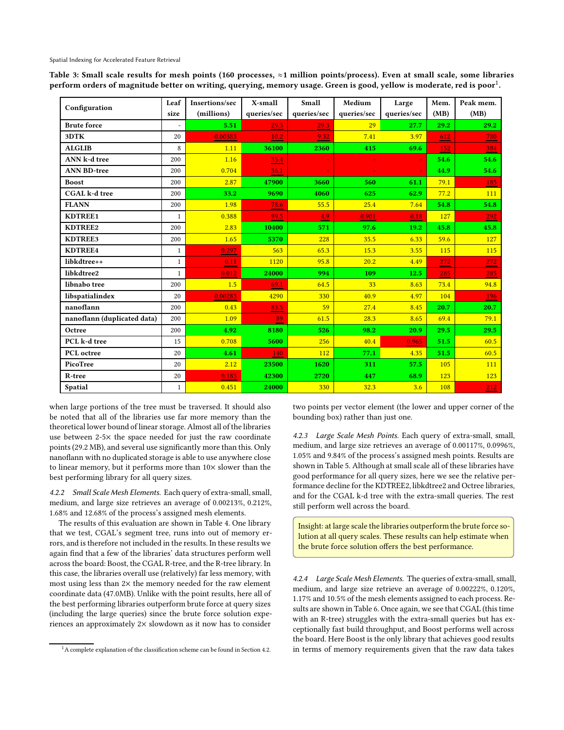**Table 3: Small scale results for mesh points (160 processes, ≈1 million points/process). Even at small scale, some libraries perform orders of magnitude better on writing, querying, memory usage. Green is good, yellow is moderate, red is poor[1].**

| Configuration | Leaf size | Insertions/sec (millions) | X-small queries/sec | Small queries/sec | Medium queries/sec | Large queries/sec | Mem. (MB) | Peak mem. (MB) |
|---|---|---|---|---|---|---|---|---|
| **Brute force** | - | 5.51 | 29.3 | 29.3 | 29 | 27.7 | 29.2 | 29.2 |
| **3DTK** | 20 | 0.00383 | 10.2 | 9.32 | 7.41 | 3.97 | 612 | 780 |
| **ALGLIB** | 8 | 1.11 | 36100 | 2360 | 415 | 69.6 | 152 | 384 |
| **ANN k-d tree** | 200 | 1.16 | 35.4 | - | - | - | 54.6 | 54.6 |
| **ANN BD-tree** | 200 | 0.704 | 36.1 | - | - | - | 44.9 | 54.6 |
| **Boost** | 200 | 2.87 | 47900 | 3660 | 560 | 61.1 | 79.1 | 185 |
| **CGAL k-d tree** | 200 | 33.2 | 9690 | 4060 | 625 | 62.9 | 77.2 | 111 |
| **FLANN** | 200 | 1.98 | 78.6 | 55.5 | 25.4 | 7.64 | 54.8 | 54.8 |
| **KDTREE1** | 1 | 0.388 | 99.5 | 4.9 | 0.901 | 0.18 | 127 | 292 |
| **KDTREE2** | 200 | 2.83 | 10400 | 571 | 97.6 | 19.2 | 45.8 | 45.8 |
| **KDTREE3** | 200 | 1.65 | 5370 | 228 | 35.5 | 6.33 | 59.6 | 127 |
| **KDTREE4** | 1 | 0.297 | 563 | 65.3 | 15.3 | 3.55 | 115 | 115 |
| **libkdtree++** | 1 | 0.11 | 1120 | 95.8 | 20.2 | 4.49 | 272 | 272 |
| **libkdtree2** | 1 | 0.012 | 24000 | 994 | 109 | 12.5 | 285 | 285 |
| **libnabo tree** | 200 | 1.5 | 69.1 | 64.5 | 33 | 8.63 | 73.4 | 94.8 |
| **libspatialindex** | 20 | 0.00283 | 4290 | 330 | 40.9 | 4.97 | 104 | 196 |
| **nanoflann** | 200 | 0.43 | 83.5 | 59 | 27.4 | 8.45 | 20.7 | 20.7 |
| **nanoflann (duplicated data)** | 200 | 1.09 | 89 | 61.5 | 28.3 | 8.65 | 69.4 | 79.1 |
| **Octree** | 200 | 4.92 | 8180 | 526 | 98.2 | 20.9 | 29.5 | 29.5 |
| **PCL k-d tree** | 15 | 0.708 | 5600 | 256 | 40.4 | 0.965 | 51.5 | 60.5 |
| **PCL octree** | 20 | 4.61 | 140 | 112 | 77.1 | 4.35 | 51.5 | 60.5 |
| **PicoTree** | 20 | 2.12 | 23500 | 1620 | 311 | 57.5 | 105 | 111 |
| **R-tree** | 20 | 0.183 | 42300 | 2720 | 447 | 68.9 | 123 | 123 |
| **Spatial** | 1 | 0.451 | 24000 | 330 | 32.3 | 3.6 | 108 | 212 |

when large portions of the tree must be traversed. It should also be noted that all of the libraries use far more memory than the theoretical lower bound of linear storage. Almost all of the libraries use between 2-5× the space needed for just the raw coordinate points (29.2 MB), and several use significantly more than this. Only nanoflann with no duplicated storage is able to use anywhere close to linear memory, but it performs more than 10× slower than the best performing library for all query sizes.

*4.2.2 Small Scale Mesh Elements.* Each query of extra-small, small, medium, and large size retrieves an average of 0.00213%, 0.212%, 1.68% and 12.68% of the process's assigned mesh elements.

The results of this evaluation are shown in Table 4. One library that we test, CGAL's segment tree, runs into out of memory errors, and is therefore not included in the results. In these results we again find that a few of the libraries' data structures perform well across the board: Boost, the CGAL R-tree, and the R-tree library. In this case, the libraries overall use (relatively) far less memory, with most using less than 2× the memory needed for the raw element coordinate data (47.0MB). Unlike with the point results, here all of the best performing libraries outperform brute force at query sizes (including the large queries) since the brute force solution experiences an approximately 2× slowdown as it now has to consider two points per vector element (the lower and upper corner of the bounding box) rather than just one.

*4.2.3 Large Scale Mesh Points.* Each query of extra-small, small, medium, and large size retrieves an average of 0.00117%, 0.0996%, 1.05% and 9.84% of the process's assigned mesh points. Results are shown in Table 5. Although at small scale all of these libraries have good performance for all query sizes, here we see the relative performance decline for the KDTREE2, libkdtree2 and Octree libraries, and for the CGAL k-d tree with the extra-small queries. The rest still perform well across the board.

> Insight: at large scale the libraries outperform the brute force solution at all query scales. These results can help estimate when the brute force solution offers the best performance.

*4.2.4 Large Scale Mesh Elements.* The queries of extra-small, small, medium, and large size retrieve an average of 0.00222%, 0.120%, 1.17% and 10.5% of the mesh elements assigned to each process. Results are shown in Table 6. Once again, we see that CGAL (this time with an R-tree) struggles with the extra-small queries but has exceptionally fast build throughput, and Boost performs well across the board. Here Boost is the only library that achieves good results in terms of memory requirements given that the raw data takes

[1] A complete explanation of the classification scheme can be found in Section 4.2.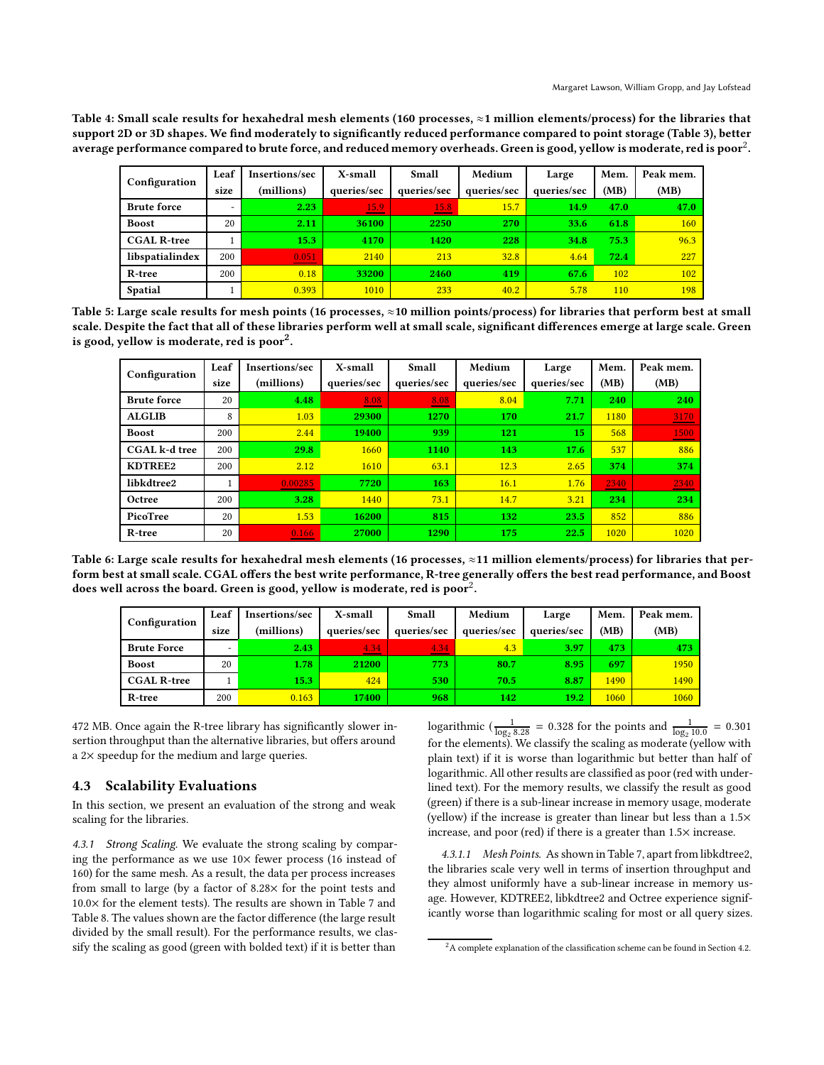**Table 4: Small scale results for hexahedral mesh elements (160 processes, ≈1 million elements/process) for the libraries that support 2D or 3D shapes. We find moderately to significantly reduced performance compared to point storage (Table 3), better average performance compared to brute force, and reduced memory overheads. Green is good, yellow is moderate, red is poor[2].**

| Configuration | Leaf size | Insertions/sec (millions) | X-small queries/sec | Small queries/sec | Medium queries/sec | Large queries/sec | Mem. (MB) | Peak mem. (MB) |
|---|---|---|---|---|---|---|---|---|
| **Brute force** | - | **2.23** | 15.9 | 15.8 | 15.7 | **14.9** | **47.0** | **47.0** |
| **Boost** | 20 | **2.11** | **36100** | **2250** | **270** | **33.6** | **61.8** | 160 |
| **CGAL R-tree** | 1 | **15.3** | **4170** | **1420** | **228** | **34.8** | **75.3** | 96.3 |
| **libspatialindex** | 200 | 0.051 | 2140 | 213 | 32.8 | 4.64 | **72.4** | 227 |
| **R-tree** | 200 | 0.18 | **33200** | **2460** | **419** | **67.6** | 102 | 102 |
| **Spatial** | 1 | 0.393 | 1010 | 233 | 40.2 | 5.78 | 110 | 198 |

**Table 5: Large scale results for mesh points (16 processes, ≈10 million points/process) for libraries that perform best at small scale. Despite the fact that all of these libraries perform well at small scale, significant differences emerge at large scale. Green is good, yellow is moderate, red is poor[2].**

| Configuration | Leaf size | Insertions/sec (millions) | X-small queries/sec | Small queries/sec | Medium queries/sec | Large queries/sec | Mem. (MB) | Peak mem. (MB) |
|---|---|---|---|---|---|---|---|---|
| **Brute force** | 20 | **4.48** | 8.08 | 8.08 | 8.04 | **7.71** | **240** | **240** |
| **ALGLIB** | 8 | 1.03 | **29300** | **1270** | **170** | **21.7** | 1180 | 3170 |
| **Boost** | 200 | 2.44 | **19400** | 939 | 121 | **15** | 568 | 1500 |
| **CGAL k-d tree** | 200 | **29.8** | 1660 | **1140** | **143** | **17.6** | 537 | 886 |
| **KDTREE2** | 200 | 2.12 | 1610 | 63.1 | 12.3 | 2.65 | **374** | **374** |
| **libkdtree2** | 1 | 0.00235 | **7720** | **163** | 16.1 | 1.76 | 2340 | 2340 |
| **Octree** | 200 | **3.28** | 1440 | 73.1 | 14.7 | 3.21 | **234** | **234** |
| **PicoTree** | 20 | 1.53 | **16200** | **815** | **132** | **23.5** | 852 | 886 |
| **R-tree** | 20 | 0.166 | **27000** | **1290** | **175** | **22.5** | 1020 | 1020 |

**Table 6: Large scale results for hexahedral mesh elements (16 processes, ≈11 million elements/process) for libraries that perform best at small scale. CGAL offers the best write performance, R-tree generally offers the best read performance, and Boost does well across the board. Green is good, yellow is moderate, red is poor[2].**

| Configuration | Leaf size | Insertions/sec (millions) | X-small queries/sec | Small queries/sec | Medium queries/sec | Large queries/sec | Mem. (MB) | Peak mem. (MB) |
|---|---|---|---|---|---|---|---|---|
| **Brute Force** | - | **2.43** | 4.34 | 4.34 | 4.3 | **3.97** | **473** | **473** |
| **Boost** | 20 | **1.78** | **21200** | **773** | **80.7** | **8.95** | **697** | 1950 |
| **CGAL R-tree** | 1 | **15.3** | 424 | **530** | **70.5** | **8.87** | 1490 | 1490 |
| **R-tree** | 200 | 0.163 | **17400** | **968** | **142** | **19.2** | 1060 | 1060 |

472 MB. Once again the R-tree library has significantly slower insertion throughput than the alternative libraries, but offers around a 2× speedup for the medium and large queries.

## 4.3 Scalability Evaluations

In this section, we present an evaluation of the strong and weak scaling for the libraries.

*4.3.1 Strong Scaling.* We evaluate the strong scaling by comparing the performance as we use 10× fewer process (16 instead of 160) for the same mesh. As a result, the data per process increases from small to large (by a factor of 8.28× for the point tests and 10.0× for the element tests). The results are shown in Table 7 and Table 8. The values shown are the factor difference (the large result divided by the small result). For the performance results, we classify the scaling as good (green with bolded text) if it is better than logarithmic ($\frac{1}{\log_2 8.28} = 0.328$ for the points and $\frac{1}{\log_2 10.0} = 0.301$ for the elements). We classify the scaling as moderate (yellow with plain text) if it is worse than logarithmic but better than half of logarithmic. All other results are classified as poor (red with underlined text). For the memory results, we classify the result as good (green) if there is a sub-linear increase in memory usage, moderate (yellow) if the increase is greater than linear but less than a 1.5× increase, and poor (red) if there is a greater than 1.5× increase.

*4.3.1.1 Mesh Points.* As shown in Table 7, apart from libkdtree2, the libraries scale very well in terms of insertion throughput and they almost uniformly have a sub-linear increase in memory usage. However, KDTREE2, libkdtree2 and Octree experience significantly worse than logarithmic scaling for most or all query sizes.

[2] A complete explanation of the classification scheme can be found in Section 4.2.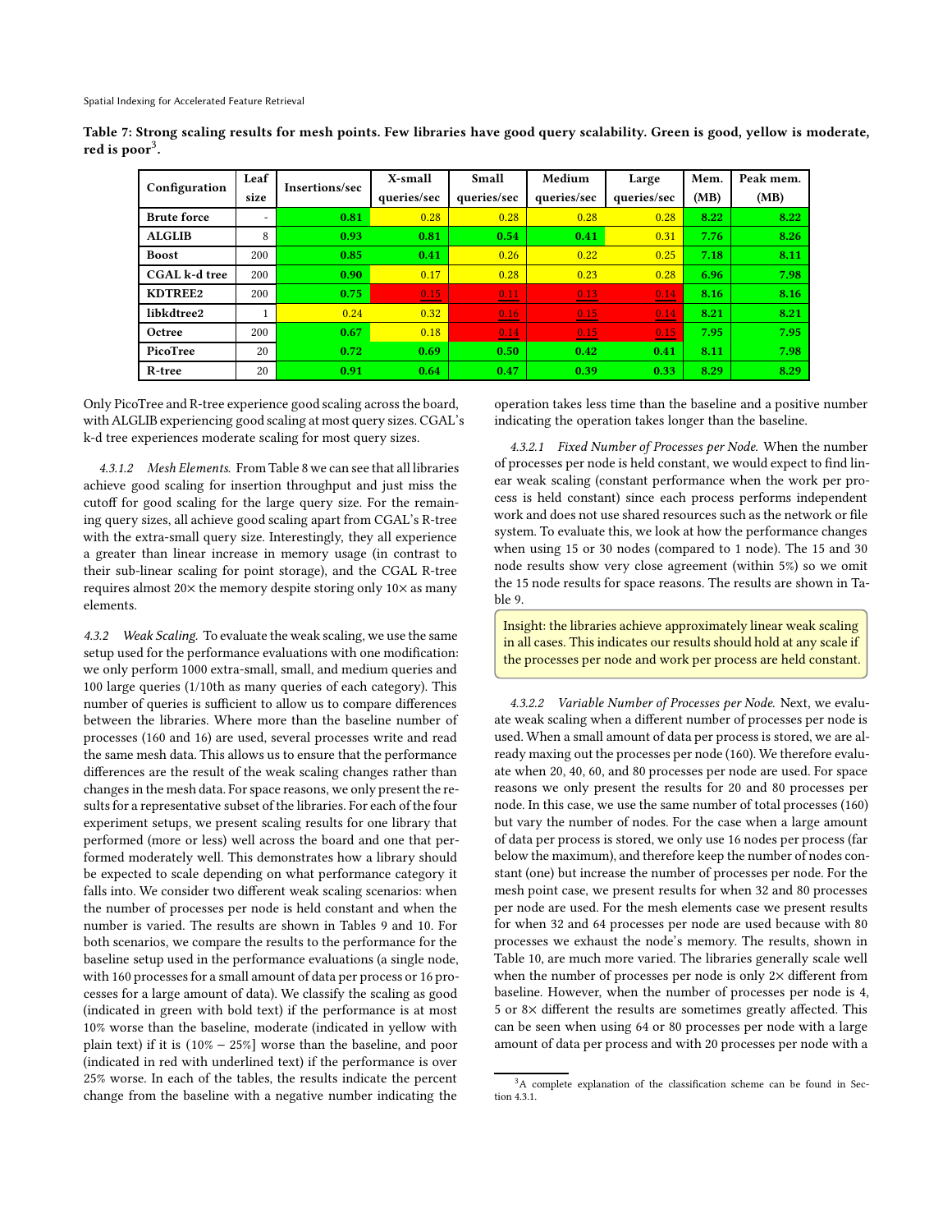**Table 7: Strong scaling results for mesh points. Few libraries have good query scalability. Green is good, yellow is moderate, red is poor[3].**

| Configuration | Leaf size | Insertions/sec | X-small queries/sec | Small queries/sec | Medium queries/sec | Large queries/sec | Mem. (MB) | Peak mem. (MB) |
|---|---|---|---|---|---|---|---|---|
| **Brute force** | - | **0.81** | 0.28 | 0.28 | 0.28 | 0.28 | **8.22** | **8.22** |
| **ALGLIB** | 8 | **0.93** | **0.81** | **0.54** | **0.41** | 0.31 | **7.76** | **8.26** |
| **Boost** | 200 | **0.85** | **0.41** | 0.26 | 0.22 | 0.25 | **7.18** | **8.11** |
| **CGAL k-d tree** | 200 | **0.90** | 0.17 | 0.28 | 0.23 | 0.28 | **6.96** | **7.98** |
| **KDTREE2** | 200 | **0.75** | 0.15 | 0.11 | 0.13 | 0.14 | **8.16** | **8.16** |
| **libkdtree2** | 1 | 0.24 | 0.32 | 0.16 | 0.15 | 0.14 | **8.21** | **8.21** |
| **Octree** | 200 | **0.67** | 0.18 | 0.14 | 0.15 | 0.15 | **7.95** | **7.95** |
| **PicoTree** | 20 | **0.72** | **0.69** | **0.50** | **0.42** | **0.41** | **8.11** | **7.98** |
| **R-tree** | 20 | **0.91** | **0.64** | **0.47** | **0.39** | **0.33** | **8.29** | **8.29** |

Only PicoTree and R-tree experience good scaling across the board, with ALGLIB experiencing good scaling at most query sizes. CGAL's k-d tree experiences moderate scaling for most query sizes.

*4.3.1.2 Mesh Elements.* From Table 8 we can see that all libraries achieve good scaling for insertion throughput and just miss the cutoff for good scaling for the large query size. For the remaining query sizes, all achieve good scaling apart from CGAL's R-tree with the extra-small query size. Interestingly, they all experience a greater than linear increase in memory usage (in contrast to their sub-linear scaling for point storage), and the CGAL R-tree requires almost 20× the memory despite storing only 10× as many elements.

*4.3.2 Weak Scaling.* To evaluate the weak scaling, we use the same setup used for the performance evaluations with one modification: we only perform 1000 extra-small, small, and medium queries and 100 large queries (1/10th as many queries of each category). This number of queries is sufficient to allow us to compare differences between the libraries. When more than the baseline number of processes (160 and 16) are used, several processes write and read the same mesh data. This allows us to ensure that the performance differences are the result of the weak scaling changes rather than changes in the mesh data. For space reasons, we only present the results for a representative subset of the libraries. For each of the four experiment setups, we present scaling results for one library that performed (more or less) well across the board and one that performed moderately well. This demonstrates how a library should be expected to scale depending on what performance category it falls into. We consider two different weak scaling scenarios: when the number of processes per node is held constant and when the number is varied. The results are shown in Tables 9 and 10. For both scenarios, we compare the results to the performance for the baseline setup used in the performance evaluations (a single node, with 160 processes for a small amount of data per process or 16 processes for a large amount of data). We classify the scaling as good (indicated in green with bold text) if the performance is at most 10% worse than the baseline, moderate (indicated in yellow with plain text) if it is (10% − 25%] worse than the baseline, and poor (indicated in red with underlined text) if the performance is over 25% worse. In each of the tables, the results indicate the percent change from the baseline with a negative number indicating the operation takes less time than the baseline and a positive number indicating the operation takes longer than the baseline.

*4.3.2.1 Fixed Number of Processes per Node.* When the number of processes per node is held constant, we would expect to find linear weak scaling (constant performance when the work per process is held constant) since each process performs independent work and does not use shared resources such as the network or file system. To evaluate this, we look at how the performance changes when using 15 or 30 nodes (compared to 1 node). The 15 and 30 node results show very close agreement (within 5%) so we omit the 15 node results for space reasons. The results are shown in Table 9.

> Insight: the libraries achieve approximately linear weak scaling in all cases. This indicates our results should hold at any scale if the processes per node and work per process are held constant.

*4.3.2.2 Variable Number of Processes per Node.* Next, we evaluate weak scaling when a different number of processes per node is used. When a small amount of data per process is stored, we are already maxing out the processes per node (160). We therefore evaluate when 20, 40, 60, and 80 processes per node are used. For space reasons we only present the results for 20 and 80 processes per node. In this case, we use the same number of total processes (160) but vary the number of nodes. For the case when a large amount of data per process is stored, we only use 16 nodes per process (far below the maximum), and therefore keep the number of nodes constant (one) but increase the number of processes per node. For the mesh point case, we present results for when 32 and 80 processes per node are used. For the mesh elements case we present results for when 32 and 64 processes per node are used because with 80 processes we exhaust the node's memory. The results, shown in Table 10, are much more varied. The libraries generally scale well when the number of processes per node is only 2× different from baseline. However, when the number of processes per node is 4, 5 or 8× different the results are sometimes greatly affected. This can be seen when using 64 or 80 processes per node with a large amount of data per process and with 20 processes per node with a

[3] A complete explanation of the classification scheme can be found in Section 4.3.1.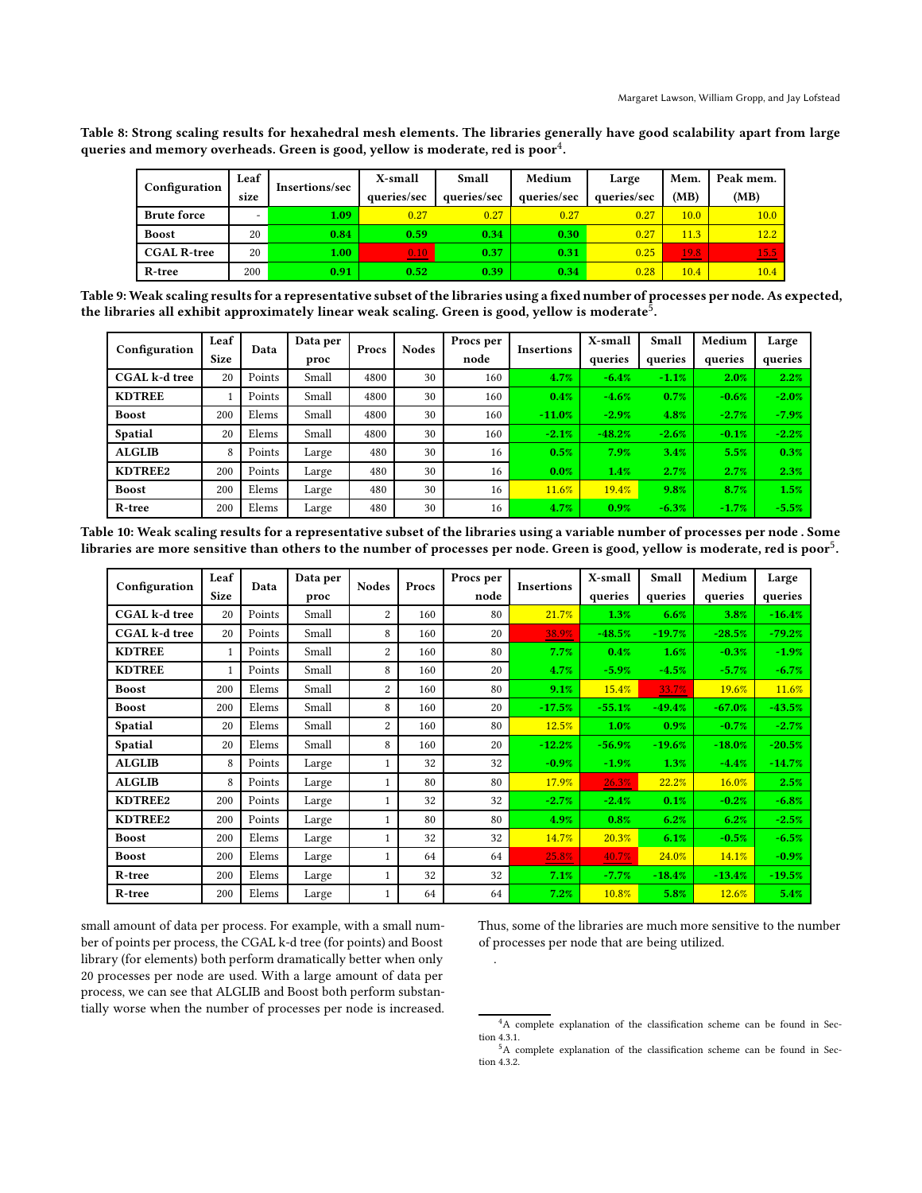**Table 8: Strong scaling results for hexahedral mesh elements. The libraries generally have good scalability apart from large queries and memory overheads. Green is good, yellow is moderate, red is poor[4].**

| Configuration | Leaf size | Insertions/sec | X-small queries/sec | Small queries/sec | Medium queries/sec | Large queries/sec | Mem. (MB) | Peak mem. (MB) |
|---|---|---|---|---|---|---|---|---|
| **Brute force** | - | **1.09** | 0.27 | 0.27 | 0.27 | 0.27 | 10.0 | 10.0 |
| **Boost** | 20 | **0.84** | **0.59** | **0.34** | **0.30** | 0.27 | 11.3 | 12.2 |
| **CGAL R-tree** | 20 | **1.00** | 0.10 | **0.37** | **0.31** | 0.25 | 19.8 | 15.5 |
| **R-tree** | 200 | **0.91** | **0.52** | **0.39** | **0.34** | 0.28 | 10.4 | 10.4 |

**Table 9: Weak scaling results for a representative subset of the libraries using a fixed number of processes per node. As expected, the libraries all exhibit approximately linear weak scaling. Green is good, yellow is moderate[5].**

| Configuration | Leaf Size | Data | Data per proc | Procs | Nodes | Procs per node | Insertions | X-small queries | Small queries | Medium queries | Large queries |
|---|---|---|---|---|---|---|---|---|---|---|---|
| **CGAL k-d tree** | 20 | Points | Small | 4800 | 30 | 160 | **4.7%** | **-6.4%** | **-1.1%** | **2.0%** | **2.2%** |
| **KDTREE** | 1 | Points | Small | 4800 | 30 | 160 | **0.4%** | **-4.6%** | **0.7%** | **-0.6%** | **-2.0%** |
| **Boost** | 200 | Elems | Small | 4800 | 30 | 160 | **-11.0%** | **-2.9%** | **4.8%** | **-2.7%** | **-7.9%** |
| **Spatial** | 20 | Elems | Small | 4800 | 30 | 160 | **-2.1%** | **-48.2%** | **-2.6%** | **-0.1%** | **-2.2%** |
| **ALGLIB** | 8 | Points | Large | 480 | 30 | 16 | **0.5%** | **7.9%** | **3.4%** | **5.5%** | **0.3%** |
| **KDTREE2** | 200 | Points | Large | 480 | 30 | 16 | **0.0%** | **1.4%** | **2.7%** | **2.7%** | **2.3%** |
| **Boost** | 200 | Elems | Large | 480 | 30 | 16 | 11.6% | 19.4% | **9.8%** | **8.7%** | **1.5%** |
| **R-tree** | 200 | Elems | Large | 480 | 30 | 16 | **4.7%** | **0.9%** | **-6.3%** | **-1.7%** | **-5.5%** |

**Table 10: Weak scaling results for a representative subset of the libraries using a variable number of processes per node . Some libraries are more sensitive than others to the number of processes per node. Green is good, yellow is moderate, red is poor[5].**

| Configuration | Leaf Size | Data | Data per proc | Nodes | Procs | Procs per node | Insertions | X-small queries | Small queries | Medium queries | Large queries |
|---|---|---|---|---|---|---|---|---|---|---|---|
| **CGAL k-d tree** | 20 | Points | Small | 2 | 160 | 80 | 21.7% | **1.3%** | **6.6%** | **3.8%** | **-16.4%** |
| **CGAL k-d tree** | 20 | Points | Small | 8 | 160 | 20 | 38.9% | **-48.5%** | **-19.7%** | **-28.5%** | **-79.2%** |
| **KDTREE** | 1 | Points | Small | 2 | 160 | 80 | **7.7%** | **0.4%** | **1.6%** | **-0.3%** | **-1.9%** |
| **KDTREE** | 1 | Points | Small | 8 | 160 | 20 | **4.7%** | **-5.9%** | **-4.5%** | **-5.7%** | **-6.7%** |
| **Boost** | 200 | Elems | Small | 2 | 160 | 80 | **9.1%** | 15.4% | 33.7% | 19.6% | 11.6% |
| **Boost** | 200 | Elems | Small | 8 | 160 | 20 | **-17.5%** | **-55.1%** | **-49.4%** | **-67.0%** | **-43.5%** |
| **Spatial** | 20 | Elems | Small | 2 | 160 | 80 | 12.5% | **1.0%** | **0.9%** | **-0.7%** | **-2.7%** |
| **Spatial** | 20 | Elems | Small | 8 | 160 | 20 | **-12.2%** | **-56.9%** | **-19.6%** | **-18.0%** | **-20.5%** |
| **ALGLIB** | 8 | Points | Large | 1 | 32 | 32 | **-0.9%** | **-1.9%** | **1.3%** | **-4.4%** | **-14.7%** |
| **ALGLIB** | 8 | Points | Large | 1 | 80 | 80 | 17.9% | 26.3% | 22.2% | 16.0% | **2.5%** |
| **KDTREE2** | 200 | Points | Large | 1 | 32 | 32 | **-2.7%** | **-2.4%** | **0.1%** | **-0.2%** | **-6.8%** |
| **KDTREE2** | 200 | Points | Large | 1 | 80 | 80 | **4.9%** | **0.8%** | **6.2%** | **6.2%** | **-2.5%** |
| **Boost** | 200 | Elems | Large | 1 | 32 | 32 | 14.7% | 20.3% | **6.1%** | **-0.5%** | **-6.5%** |
| **Boost** | 200 | Elems | Large | 1 | 64 | 64 | 25.8% | 40.7% | 24.0% | 14.1% | **-0.9%** |
| **R-tree** | 200 | Elems | Large | 1 | 32 | 32 | **7.1%** | **-7.7%** | **-18.4%** | **-13.4%** | **-19.5%** |
| **R-tree** | 200 | Elems | Large | 1 | 64 | 64 | **7.2%** | 10.8% | **5.8%** | 12.6% | **5.4%** |

small amount of data per process. For example, with a small number of points per process, the CGAL k-d tree (for points) and Boost library (for elements) both perform dramatically better when only 20 processes per node are used. With a large amount of data per process, we can see that ALGLIB and Boost both perform substantially worse when the number of processes per node is increased. Thus, some of the libraries are much more sensitive to the number of processes per node that are being utilized.

[4] A complete explanation of the classification scheme can be found in Section 4.3.1.

[5] A complete explanation of the classification scheme can be found in Section 4.3.2.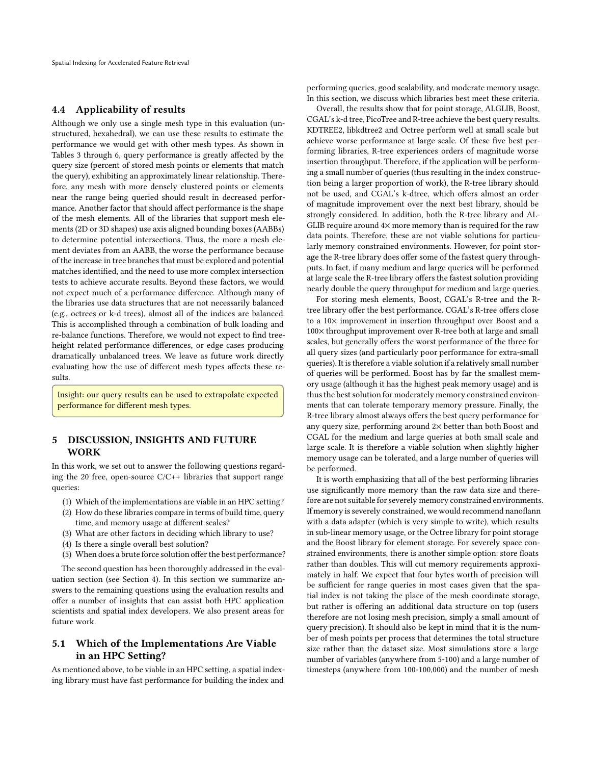### 4.4 Applicability of results

Although we only use a single mesh type in this evaluation (unstructured, hexahedral), we can use these results to estimate the performance we would get with other mesh types. As shown in Tables 3 through 6, query performance is greatly affected by the query size (percent of stored mesh points or elements that match the query), exhibiting an approximately linear relationship. Therefore, any mesh with more densely clustered points or elements near the range being queried should result in decreased performance. Another factor that should affect performance is the shape of the mesh elements. All of the libraries that support mesh elements (2D or 3D shapes) use axis aligned bounding boxes (AABBs) to determine potential intersections. Thus, the more a mesh element deviates from an AABB, the worse the performance because of the increase in tree branches that must be explored and potential matches identified, and the need to use more complex intersection tests to achieve accurate results. Beyond these factors, we would not expect much of a performance difference. Although many of the libraries use data structures that are not necessarily balanced (e.g., octrees or k-d trees), almost all of the indices are balanced. This is accomplished through a combination of bulk loading and re-balance functions. Therefore, we would not expect to find tree-height related performance differences, or edge cases producing dramatically unbalanced trees. We leave as future work directly evaluating how the use of different mesh types affects these results.

> Insight: our query results can be used to extrapolate expected performance for different mesh types.

## 5 DISCUSSION, INSIGHTS AND FUTURE WORK

In this work, we set out to answer the following questions regarding the 20 free, open-source C/C++ libraries that support range queries:

(1) Which of the implementations are viable in an HPC setting?
(2) How do these libraries compare in terms of build time, query time, and memory usage at different scales?
(3) What are other factors in deciding which library to use?
(4) Is there a single overall best solution?
(5) When does a brute force solution offer the best performance?

The second question has been thoroughly addressed in the evaluation section (see Section 4). In this section we summarize answers to the remaining questions using the evaluation results and offer a number of insights that can assist both HPC application scientists and spatial index developers. We also present areas for future work.

### 5.1 Which of the Implementations Are Viable in an HPC Setting?

As mentioned above, to be viable in an HPC setting, a spatial indexing library must have fast performance for building the index and performing queries, good scalability, and moderate memory usage. In this section, we discuss which libraries best meet these criteria.

Overall, the results show that for point storage, ALGLIB, Boost, CGAL's k-d tree, PicoTree and R-tree achieve the best query results. KDTREE2, libkdtree2 and Octree perform well at small scale but achieve worse performance at large scale. Of these five best performing libraries, R-tree experiences orders of magnitude worse insertion throughput. Therefore, if the application will be performing a small number of queries (thus resulting in the index construction being a larger proportion of work), the R-tree library should not be used, and CGAL's k-dtree, which offers almost an order of magnitude improvement over the next best library, should be strongly considered. In addition, both the R-tree library and ALGLIB require around 4× more memory than is required for the raw data points. Therefore, these are not viable solutions for particularly memory constrained environments. However, for point storage the R-tree library does offer some of the fastest query throughputs. In fact, if many medium and large queries will be performed at large scale the R-tree library offers the fastest solution providing nearly double the query throughput for medium and large queries.

For storing mesh elements, Boost, CGAL's R-tree and the R-tree library offer the best performance. CGAL's R-tree offers close to a 10× improvement in insertion throughput over Boost and a 100× throughput improvement over R-tree both at large and small scales, but generally offers the worst performance of the three for all query sizes (and particularly poor performance for extra-small queries). It is therefore a viable solution if a relatively small number of queries will be performed. Boost has by far the smallest memory usage (although it has the highest peak memory usage) and is thus the best solution for moderately memory constrained environments that can tolerate temporary memory pressure. Finally, the R-tree library almost always offers the best query performance for any query size, performing around 2× better than both Boost and CGAL for the medium and large queries at both small scale and large scale. It is therefore a viable solution when slightly higher memory usage can be tolerated, and a large number of queries will be performed.

It is worth emphasizing that all of the best performing libraries use significantly more memory than the raw data size and therefore are not suitable for severely memory constrained environments. If memory is severely constrained, we would recommend nanoflann with a data adapter (which is very simple to write), which results in sub-linear memory usage, or the Octree library for point storage and the Boost library for element storage. For severely space constrained environments, there is another simple option: store floats rather than doubles. This will cut memory requirements approximately in half. We expect that four bytes worth of precision will be sufficient for range queries in most cases given that the spatial index is not taking the place of the mesh coordinate storage, but rather is offering an additional data structure on top (users therefore are not losing mesh precision, simply a small amount of query precision). It should also be kept in mind that it is the number of mesh points per process that determines the total structure size rather than the dataset size. Most simulations store a large number of variables (anywhere from 5-100) and a large number of timesteps (anywhere from 100-100,000) and the number of mesh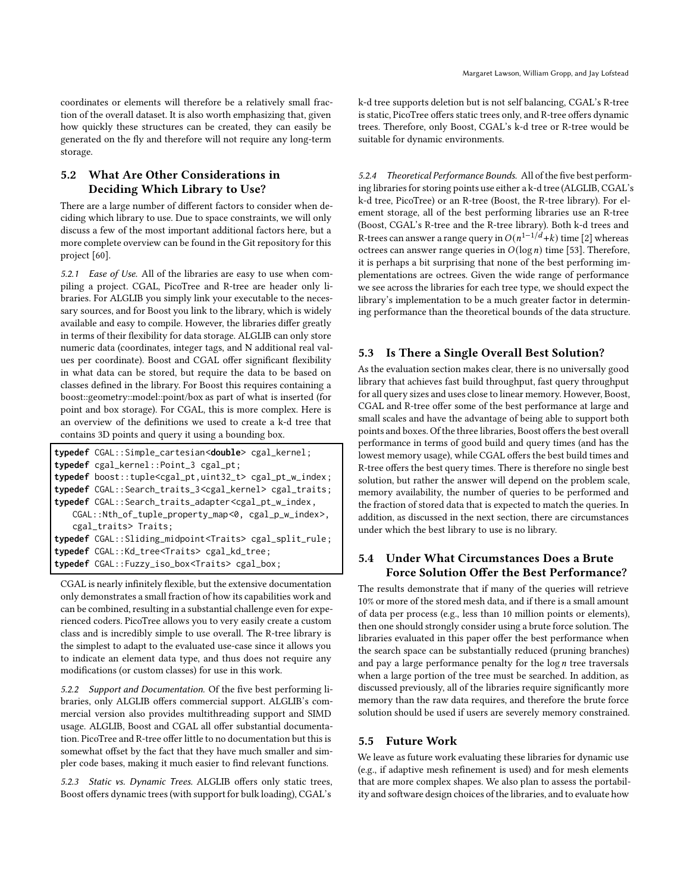coordinates or elements will therefore be a relatively small fraction of the overall dataset. It is also worth emphasizing that, given how quickly these structures can be created, they can easily be generated on the fly and therefore will not require any long-term storage.

## 5.2 What Are Other Considerations in Deciding Which Library to Use?

There are a large number of different factors to consider when deciding which library to use. Due to space constraints, we will only discuss a few of the most important additional factors here, but a more complete overview can be found in the Git repository for this project [60].

*5.2.1 Ease of Use.* All of the libraries are easy to use when compiling a project. CGAL, PicoTree and R-tree are header only libraries. For ALGLIB you simply link your executable to the necessary sources, and for Boost you link to the library, which is widely available and easy to compile. However, the libraries differ greatly in terms of their flexibility for data storage. ALGLIB can only store numeric data (coordinates, integer tags, and N additional real values per coordinate). Boost and CGAL offer significant flexibility in what data can be stored, but require the data to be based on classes defined in the library. For Boost this requires containing a boost::geometry::model::point/box as part of what is inserted (for point and box storage). For CGAL, this is more complex. Here is an overview of the definitions we used to create a k-d tree that contains 3D points and query it using a bounding box.

```
typedef CGAL::Simple_cartesian<double> cgal_kernel;
typedef cgal_kernel::Point_3 cgal_pt;
typedef boost::tuple<cgal_pt,uint32_t> cgal_pt_w_index;
typedef CGAL::Search_traits_3<cgal_kernel> cgal_traits;
typedef CGAL::Search_traits_adapter<cgal_pt_w_index,
    CGAL::Nth_of_tuple_property_map<0, cgal_p_w_index>,
    cgal_traits> Traits;
typedef CGAL::Sliding_midpoint<Traits> cgal_split_rule;
typedef CGAL::Kd_tree<Traits> cgal_kd_tree;
typedef CGAL::Fuzzy_iso_box<Traits> cgal_box;
```

CGAL is nearly infinitely flexible, but the extensive documentation only demonstrates a small fraction of how its capabilities work and can be combined, resulting in a substantial challenge even for experienced coders. PicoTree allows you to very easily create a custom class and is incredibly simple to use overall. The R-tree library is the simplest to adapt to the evaluated use-case since it allows you to indicate an element data type, and thus does not require any modifications (or custom classes) for use in this work.

*5.2.2 Support and Documentation.* Of the five best performing libraries, only ALGLIB offers commercial support. ALGLIB's commercial version also provides multithreading support and SIMD usage. ALGLIB, Boost and CGAL all offer substantial documentation. PicoTree and R-tree offer little to no documentation but this is somewhat offset by the fact that they have much smaller and simpler code bases, making it much easier to find relevant functions.

*5.2.3 Static vs. Dynamic Trees.* ALGLIB offers only static trees, Boost offers dynamic trees (with support for bulk loading), CGAL's k-d tree supports deletion but is not self balancing, CGAL's R-tree is static, PicoTree offers static trees only, and R-tree offers dynamic trees. Therefore, only Boost, CGAL's k-d tree or R-tree would be suitable for dynamic environments.

*5.2.4 Theoretical Performance Bounds.* All of the five best performing libraries for storing points use either a k-d tree (ALGLIB, CGAL's k-d tree, PicoTree) or an R-tree (Boost, the R-tree library). For element storage, all of the best performing libraries use an R-tree (Boost, CGAL's R-tree and the R-tree library). Both k-d trees and R-trees can answer a range query in $O(n^{1-1/d}+k)$ time [2] whereas octrees can answer range queries in $O(\log n)$ time [53]. Therefore, it is perhaps a bit surprising that none of the best performing implementations are octrees. Given the wide range of performance we see across the libraries for each tree type, we should expect the library's implementation to be a much greater factor in determining performance than the theoretical bounds of the data structure.

## 5.3 Is There a Single Overall Best Solution?

As the evaluation section makes clear, there is no universally good library that achieves fast build throughput, fast query throughput for all query sizes and uses close to linear memory. However, Boost, CGAL and R-tree offer some of the best performance at large and small scales and have the advantage of being able to support both points and boxes. Of the three libraries, Boost offers the best overall performance in terms of good build and query times (and has the lowest memory usage), while CGAL offers the best build times and R-tree offers the best query times. There is therefore no single best solution, but rather the answer will depend on the problem scale, memory availability, the number of queries to be performed and the fraction of stored data that is expected to match the queries. In addition, as discussed in the next section, there are circumstances under which the best library to use is no library.

## 5.4 Under What Circumstances Does a Brute Force Solution Offer the Best Performance?

The results demonstrate that if many of the queries will retrieve 10% or more of the stored mesh data, and if there is a small amount of data per process (e.g., less than 10 million points or elements), then one should strongly consider using a brute force solution. The libraries evaluated in this paper offer the best performance when the search space can be substantially reduced (pruning branches) and pay a large performance penalty for the $\log n$ tree traversals when a large portion of the tree must be searched. In addition, as discussed previously, all of the libraries require significantly more memory than the raw data requires, and therefore the brute force solution should be used if users are severely memory constrained.

## 5.5 Future Work

We leave as future work evaluating these libraries for dynamic use (e.g., if adaptive mesh refinement is used) and for mesh elements that are more complex shapes. We also plan to assess the portability and software design choices of the libraries, and to evaluate how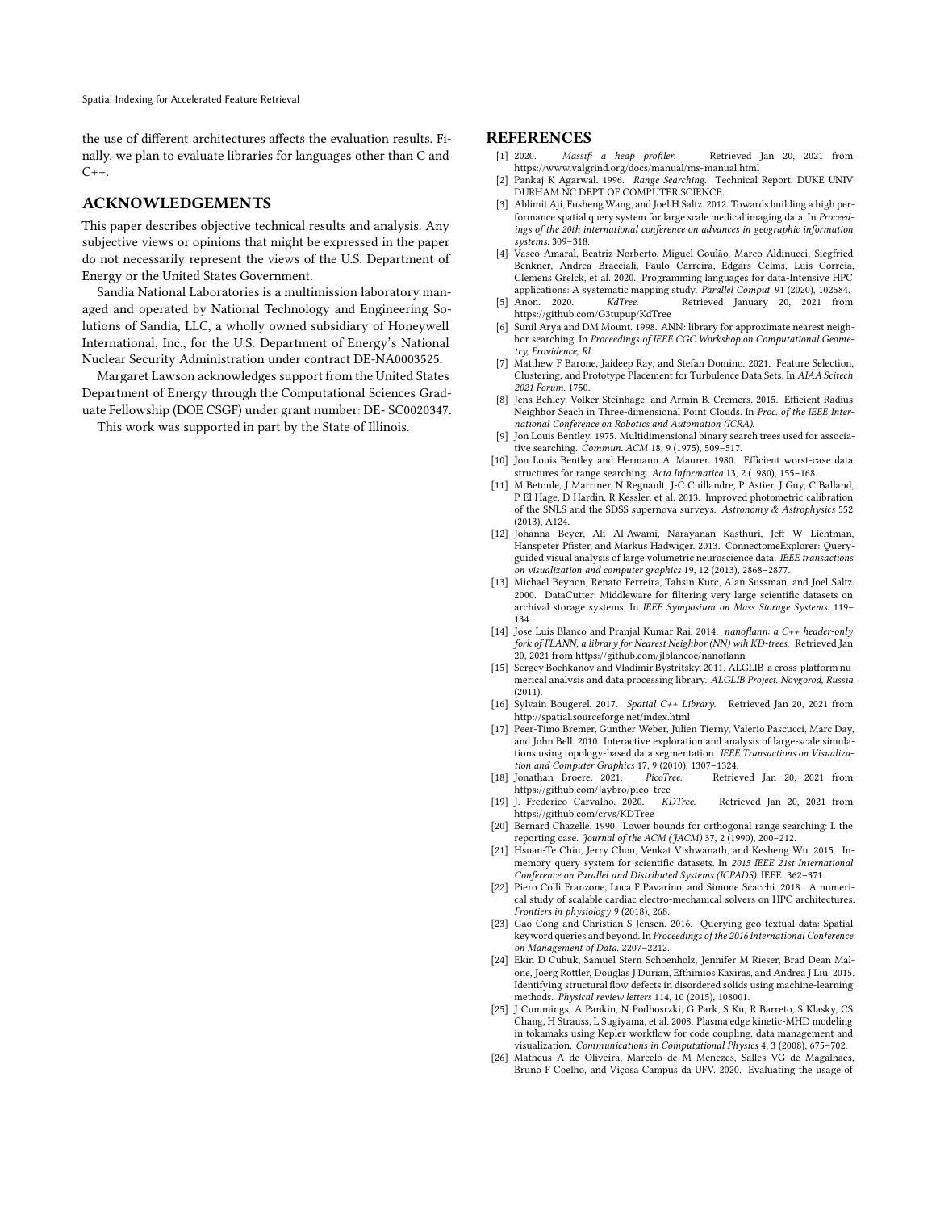the use of different architectures affects the evaluation results. Finally, we plan to evaluate libraries for languages other than C and C++.

## ACKNOWLEDGEMENTS

This paper describes objective technical results and analysis. Any subjective views or opinions that might be expressed in the paper do not necessarily represent the views of the U.S. Department of Energy or the United States Government.

Sandia National Laboratories is a multimission laboratory managed and operated by National Technology and Engineering Solutions of Sandia, LLC, a wholly owned subsidiary of Honeywell International, Inc., for the U.S. Department of Energy's National Nuclear Security Administration under contract DE-NA0003525.

Margaret Lawson acknowledges support from the United States Department of Energy through the Computational Sciences Graduate Fellowship (DOE CSGF) under grant number: DE- SC0020347.

This work was supported in part by the State of Illinois.

## REFERENCES

[1] 2020. *Massif: a heap profiler.* Retrieved Jan 20, 2021 from https://www.valgrind.org/docs/manual/ms-manual.html

[2] Pankaj K Agarwal. 1996. *Range Searching.* Technical Report. DUKE UNIV DURHAM NC DEPT OF COMPUTER SCIENCE.

[3] Ablimit Aji, Fusheng Wang, and Joel H Saltz. 2012. Towards building a high performance spatial query system for large scale medical imaging data. In *Proceedings of the 20th international conference on advances in geographic information systems*. 309–318.

[4] Vasco Amaral, Beatriz Norberto, Miguel Goulão, Marco Aldinucci, Siegfried Benkner, Andrea Bracciali, Paulo Carreira, Edgars Celms, Luís Correia, Clemens Grelck, et al. 2020. Programming languages for data-Intensive HPC applications: A systematic mapping study. *Parallel Comput.* 91 (2020), 102584.

[5] Anon. 2020. *KdTree.* Retrieved January 20, 2021 from https://github.com/G3tupup/KdTree

[6] Sunil Arya and DM Mount. 1998. ANN: library for approximate nearest neighbor searching. In *Proceedings of IEEE CGC Workshop on Computational Geometry, Providence, RI.*

[7] Matthew F Barone, Jaideep Ray, and Stefan Domino. 2021. Feature Selection, Clustering, and Prototype Placement for Turbulence Data Sets. In *AIAA Scitech 2021 Forum*. 1750.

[8] Jens Behley, Volker Steinhage, and Armin B. Cremers. 2015. Efficient Radius Neighbor Seach in Three-dimensional Point Clouds. In *Proc. of the IEEE International Conference on Robotics and Automation (ICRA).*

[9] Jon Louis Bentley. 1975. Multidimensional binary search trees used for associative searching. *Commun. ACM* 18, 9 (1975), 509–517.

[10] Jon Louis Bentley and Hermann A. Maurer. 1980. Efficient worst-case data structures for range searching. *Acta Informatica* 13, 2 (1980), 155–168.

[11] M Betoule, J Marriner, N Regnault, J-C Cuillandre, P Astier, J Guy, C Balland, P El Hage, D Hardin, R Kessler, et al. 2013. Improved photometric calibration of the SNLS and the SDSS supernova surveys. *Astronomy & Astrophysics* 552 (2013), A124.

[12] Johanna Beyer, Ali Al-Awami, Narayanan Kasthuri, Jeff W Lichtman, Hanspeter Pfister, and Markus Hadwiger. 2013. ConnectomeExplorer: Query-guided visual analysis of large volumetric neuroscience data. *IEEE transactions on visualization and computer graphics* 19, 12 (2013), 2868–2877.

[13] Michael Beynon, Renato Ferreira, Tahsin Kurc, Alan Sussman, and Joel Saltz. 2000. DataCutter: Middleware for filtering very large scientific datasets on archival storage systems. In *IEEE Symposium on Mass Storage Systems*. 119–134.

[14] Jose Luis Blanco and Pranjal Kumar Rai. 2014. *nanoflann: a C++ header-only fork of FLANN, a library for Nearest Neighbor (NN) wih KD-trees.* Retrieved Jan 20, 2021 from https://github.com/jlblancoc/nanoflann

[15] Sergey Bochkanov and Vladimir Bystritsky. 2011. ALGLIB-a cross-platform numerical analysis and data processing library. *ALGLIB Project. Novgorod, Russia* (2011).

[16] Sylvain Bougerel. 2017. *Spatial C++ Library.* Retrieved Jan 20, 2021 from http://spatial.sourceforge.net/index.html

[17] Peer-Timo Bremer, Gunther Weber, Julien Tierny, Valerio Pascucci, Marc Day, and John Bell. 2010. Interactive exploration and analysis of large-scale simulations using topology-based data segmentation. *IEEE Transactions on Visualization and Computer Graphics* 17, 9 (2010), 1307–1324.

[18] Jonathan Broere. 2021. *PicoTree.* Retrieved Jan 20, 2021 from https://github.com/Jaybro/pico_tree

[19] J. Frederico Carvalho. 2020. *KDTree.* Retrieved Jan 20, 2021 from https://github.com/crvs/KDTree

[20] Bernard Chazelle. 1990. Lower bounds for orthogonal range searching: I. the reporting case. *Journal of the ACM (JACM)* 37, 2 (1990), 200–212.

[21] Hsuan-Te Chiu, Jerry Chou, Venkat Vishwanath, and Kesheng Wu. 2015. In-memory query system for scientific datasets. In *2015 IEEE 21st International Conference on Parallel and Distributed Systems (ICPADS)*. IEEE, 362–371.

[22] Piero Colli Franzone, Luca F Pavarino, and Simone Scacchi. 2018. A numerical study of scalable cardiac electro-mechanical solvers on HPC architectures. *Frontiers in physiology* 9 (2018), 268.

[23] Gao Cong and Christian S Jensen. 2016. Querying geo-textual data: Spatial keyword queries and beyond. In *Proceedings of the 2016 International Conference on Management of Data*. 2207–2212.

[24] Ekin D Cubuk, Samuel Stern Schoenholz, Jennifer M Rieser, Brad Dean Malone, Joerg Rottler, Douglas J Durian, Efthimios Kaxiras, and Andrea J Liu. 2015. Identifying structural flow defects in disordered solids using machine-learning methods. *Physical review letters* 114, 10 (2015), 108001.

[25] J Cummings, A Pankin, N Podhosrzki, G Park, S Ku, R Barreto, S Klasky, CS Chang, H Strauss, L Sugiyama, et al. 2008. Plasma edge kinetic-MHD modeling in tokamaks using Kepler workflow for code coupling, data management and visualization. *Communications in Computational Physics* 4, 3 (2008), 675–702.

[26] Matheus A de Oliveira, Marcelo de M Menezes, Salles VG de Magalhaes, Bruno F Coelho, and Viçosa Campus da UFV. 2020. Evaluating the usage of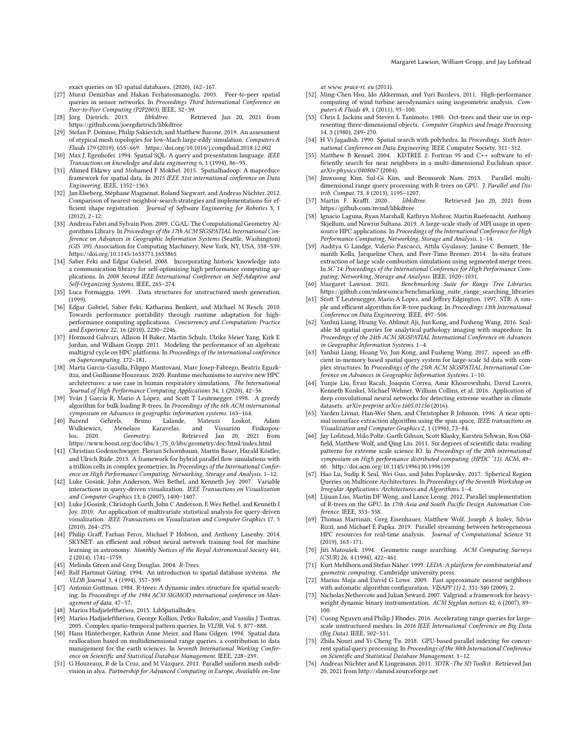exact queries on 3D spatial databases. (2020), 162–167.

- [27] Murat Demirbas and Hakan Ferhatosmanoglu. 2003. Peer-to-peer spatial queries in sensor networks. In *Proceedings Third International Conference on Peer-to-Peer Computing (P2P2003)*. IEEE, 32–39.
- [28] Jörg Dietrich. 2013. *libkdtree*. Retrieved Jan 20, 2021 from https://github.com/joergdietrich/libkdtree
- [29] Stefan P. Domino, Philip Sakievich, and Matthew Barone. 2019. An assessment of atypical mesh topologies for low-Mach large-eddy simulation. *Computers & Fluids* 179 (2019), 655–669. https://doi.org/10.1016/j.compfluid.2018.12.002
- [30] Max J. Egenhofer. 1994. Spatial SQL: A query and presentation language. *IEEE Transactions on knowledge and data engineering* 6, 1 (1994), 86–95.
- [31] Ahmed Eldawy and Mohamed F Mokbel. 2015. Spatialhadoop: A mapreduce framework for spatial data. In *2015 IEEE 31st international conference on Data Engineering*. IEEE, 1352–1363.
- [32] Jan Elseberg, Stéphane Magnenat, Roland Siegwart, and Andreas Nüchter. 2012. Comparison of nearest-neighbor-search strategies and implementations for efficient shape registration. *Journal of Software Engineering for Robotics* 3, 1 (2012), 2–12.
- [33] Andreas Fabri and Sylvain Pion. 2009. CGAL: The Computational Geometry Algorithms Library. In *Proceedings of the 17th ACM SIGSPATIAL International Conference on Advances in Geographic Information Systems* (Seattle, Washington) *(GIS '09)*. Association for Computing Machinery, New York, NY, USA, 538–539. https://doi.org/10.1145/1653771.1653865
- [34] Saber Feki and Edgar Gabriel. 2008. Incorporating historic knowledge into a communication library for self-optimizing high performance computing applications. In *2008 Second IEEE International Conference on Self-Adaptive and Self-Organizing Systems*. IEEE, 265–274.
- [35] Luca Formaggia. 1999. Data structures for unstructured mesh generation. (1999).
- [36] Edgar Gabriel, Saber Feki, Katharina Benkert, and Michael M Resch. 2010. Towards performance portability through runtime adaptation for high-performance computing applications. *Concurrency and Computation: Practice and Experience* 22, 16 (2010), 2230–2246.
- [37] Hormozd Gahvari, Allison H Baker, Martin Schulz, Ulrike Meier Yang, Kirk E Jordan, and William Gropp. 2011. Modeling the performance of an algebraic multigrid cycle on HPC platforms. In *Proceedings of the international conference on Supercomputing*. 172–181.
- [38] Marta Garcia-Gasulla, Filippo Mantovani, Marc Josep-Fabrego, Beatriz Eguzkitza, and Guillaume Houzeaux. 2020. Runtime mechanisms to survive new HPC architectures: a use case in human respiratory simulations. *The International Journal of High Performance Computing Applications* 34, 1 (2020), 42–56.
- [39] Yván J García R, Mario A López, and Scott T Leutenegger. 1998. A greedy algorithm for bulk loading R-trees. In *Proceedings of the 6th ACM international symposium on Advances in geographic information systems*. 163–164.
- [40] Barend Gehrels, Bruno Lalande, Mateusz Loskot, Adam Wulkiewicz, Menelaos Karavelas, and Vissarion Fisikopoulos. 2020. *Geometry*. Retrieved Jan 20, 2021 from https://www.boost.org/doc/libs/1_75_0/libs/geometry/doc/html/index.html
- [41] Christian Godenschwager, Florian Schornbaum, Martin Bauer, Harald Köstler, and Ulrich Rüde. 2013. A framework for hybrid parallel flow simulations with a trillion cells in complex geometries. In *Proceedings of the International Conference on High Performance Computing, Networking, Storage and Analysis*. 1–12.
- [42] Luke Gosink, John Anderson, Wes Bethel, and Kenneth Joy. 2007. Variable interactions in query-driven visualization. *IEEE Transactions on Visualization and Computer Graphics* 13, 6 (2007), 1400–1407.
- [43] Luke J Gosink, Christoph Garth, John C Anderson, E Wes Bethel, and Kenneth I Joy. 2010. An application of multivariate statistical analysis for query-driven visualization. *IEEE Transactions on Visualization and Computer Graphics* 17, 3 (2010), 264–275.
- [44] Philip Graff, Farhan Feroz, Michael P Hobson, and Anthony Lasenby. 2014. SKYNET: an efficient and robust neural network training tool for machine learning in astronomy. *Monthly Notices of the Royal Astronomical Society* 441, 2 (2014), 1741–1759.
- [45] Melinda Green and Greg Douglas. 2004. *R-Trees*.
- [46] Ralf Hartmut Güting. 1994. An introduction to spatial database systems. *the VLDB Journal* 3, 4 (1994), 357–399.
- [47] Antonin Guttman. 1984. R-trees: A dynamic index structure for spatial searching. In *Proceedings of the 1984 ACM SIGMOD international conference on Management of data*. 47–57.
- [48] Marios Hadjieleftheriou. 2015. LibSpatialIndex.
- [49] Marios Hadjieleftheriou, George Kollios, Petko Bakalov, and Vassilis J Tsotras. 2005. Complex spatio-temporal pattern queries. In *VLDB*, Vol. 5. 877–888.
- [50] Hans Hinterberger, Kathrin Anne Meier, and Hans Gilgen. 1994. Spatial data reallocation based on multidimensional range queries. a contribution to data management for the earth sciences. In *Seventh International Working Conference on Scientific and Statistical Database Management*. IEEE, 228–239.
- [51] G Houzeaux, R de la Cruz, and M Vázquez. 2011. Parallel uniform mesh subdivision in alya. *Partnership for Advanced Computing in Europe, Available on-line at www. prace-ri. eu* (2011).
- [52] Ming-Chen Hsu, Ido Akkerman, and Yuri Bazilevs. 2011. High-performance computing of wind turbine aerodynamics using isogeometric analysis. *Computers & Fluids* 49, 1 (2011), 93–100.
- [53] Chris L Jackins and Steven L Tanimoto. 1980. Oct-trees and their use in representing three-dimensional objects. *Computer Graphics and Image Processing* 14, 3 (1980), 249–270.
- [54] H Vi Jagadish. 1990. Spatial search with polyhedra. In *Proceedings. Sixth International Conference on Data Engineering*. IEEE Computer Society, 311–312.
- [55] Matthew B Kennel. 2004. KDTREE 2: Fortran 95 and C++ software to efficiently search for near neighbors in a multi-dimensional Euclidean space. *arXiv:physics/0408067* (2004).
- [56] Jinwoong Kim, Sul-Gi Kim, and Beomseok Nam. 2013. Parallel multi-dimensional range query processing with R-trees on GPU. *J. Parallel and Distrib. Comput.* 73, 8 (2013), 1195–1207.
- [57] Martin F. Krafft. 2020. *libkdtree*. Retrieved Jan 20, 2021 from https://github.com/nvmd/libkdtree
- [58] Ignacio Laguna, Ryan Marshall, Kathryn Mohror, Martin Ruefenacht, Anthony Skjellum, and Nawrin Sultana. 2019. A large-scale study of MPI usage in open-source HPC applications. In *Proceedings of the International Conference for High Performance Computing, Networking, Storage and Analysis*. 1–14.
- [59] Aaditya G Landge, Valerio Pascucci, Attila Gyulassy, Janine C Bennett, Hemanth Kolla, Jacqueline Chen, and Peer-Timo Bremer. 2014. In-situ feature extraction of large scale combustion simulations using segmented merge trees. In *SC'14: Proceedings of the International Conference for High Performance Computing, Networking, Storage and Analysis*. IEEE, 1020–1031.
- [60] Margaret Lawson. 2021. *Benchmarking Suite for Range Tree Libraries*. https://github.com/mlawsonca/benchmarking_suite_range_searching_libraries
- [61] Scott T Leutenegger, Mario A Lopez, and Jeffrey Edgington. 1997. STR: A simple and efficient algorithm for R-tree packing. In *Proceedings 13th International Conference on Data Engineering*. IEEE, 497–506.
- [62] Yanhui Liang, Hoang Vo, Ablimit Aji, Jun Kong, and Fusheng Wang. 2016. Scalable 3d spatial queries for analytical pathology imaging with mapreduce. In *Proceedings of the 24th ACM SIGSPATIAL International Conference on Advances in Geographic Information Systems*. 1–4.
- [63] Yanhui Liang, Hoang Vo, Jun Kong, and Fusheng Wang. 2017. ispeed: an efficient in-memory based spatial query system for large-scale 3d data with complex structures. In *Proceedings of the 25th ACM SIGSPATIAL International Conference on Advances in Geographic Information Systems*. 1–10.
- [64] Yunjie Liu, Evan Racah, Joaquin Correa, Amir Khosrowshahi, David Lavers, Kenneth Kunkel, Michael Wehner, William Collins, et al. 2016. Application of deep convolutional neural networks for detecting extreme weather in climate datasets. *arXiv preprint arXiv:1605.01156* (2016).
- [65] Yarden Livnat, Han-Wei Shen, and Christopher R Johnson. 1996. A near optimal isosurface extraction algorithm using the span space. *IEEE transactions on Visualization and Computer Graphics* 2, 1 (1996), 73–84.
- [66] Jay Lofstead, Milo Polte, Garth Gibson, Scott Klasky, Karsten Schwan, Ron Oldfield, Matthew Wolf, and Qing Liu. 2011. Six degrees of scientific data: reading patterns for extreme scale science IO. In *Proceedings of the 20th international symposium on High performance distributed computing (HPDC '11)*. ACM, 49–60. http://doi.acm.org/10.1145/1996130.1996139
- [67] Hao Lu, Sudip K Seal, Wei Guo, and John Poplawsky. 2017. Spherical Region Queries on Multicore Architectures. In *Proceedings of the Seventh Workshop on Irregular Applications: Architectures and Algorithms*. 1–4.
- [68] Lijuan Luo, Martin DF Wong, and Lance Leong. 2012. Parallel implementation of R-trees on the GPU. In *17th Asia and South Pacific Design Automation Conference*. IEEE, 353–358.
- [69] Thomas Marrinan, Greg Eisenhauer, Matthew Wolf, Joseph A Insley, Silvio Rizzi, and Michael E Papka. 2019. Parallel streaming between heterogeneous HPC resources for real-time analysis. *Journal of Computational Science* 31 (2019), 163–171.
- [70] Jiří Matoušek. 1994. Geometric range searching. *ACM Computing Surveys (CSUR)* 26, 4 (1994), 422–461.
- [71] Kurt Mehlhorn and Stefan Näher. 1999. *LEDA: A platform for combinatorial and geometric computing*. Cambridge university press.
- [72] Marius Muja and David G Lowe. 2009. Fast approximate nearest neighbors with automatic algorithm configuration. *VISAPP (1)* 2, 331-340 (2009), 2.
- [73] Nicholas Nethercote and Julian Seward. 2007. Valgrind: a framework for heavyweight dynamic binary instrumentation. *ACM Sigplan notices* 42, 6 (2007), 89–100.
- [74] Cuong Nguyen and Philip J Rhodes. 2016. Accelerating range queries for large-scale unstructured meshes. In *2016 IEEE International Conference on Big Data (Big Data)*. IEEE, 502–511.
- [75] Zhila Nouri and Yi-Cheng Tu. 2018. GPU-based parallel indexing for concurrent spatial query processing. In *Proceedings of the 30th International Conference on Scientific and Statistical Database Management*. 1–12.
- [76] Andreas Nüchter and K Lingemann. 2011. *3DTK–The 3D Toolkit*. Retrieved Jan 20, 2021 from http://slam6d.sourceforge.net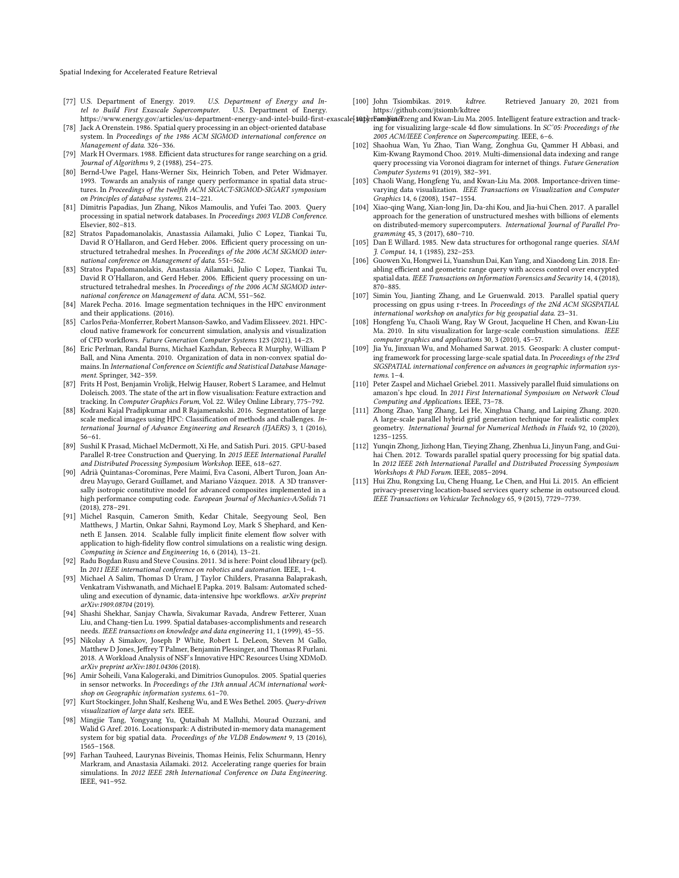[77] U.S. Department of Energy. 2019. *U.S. Department of Energy and Intel to Build First Exascale Supercomputer*. U.S. Department of Energy. https://www.energy.gov/articles/us-department-energy-and-intel-build-first-exascale-supercomputer

[78] Jack A Orenstein. 1986. Spatial query processing in an object-oriented database system. In *Proceedings of the 1986 ACM SIGMOD international conference on Management of data*. 326–336.

[79] Mark H Overmars. 1988. Efficient data structures for range searching on a grid. *Journal of Algorithms* 9, 2 (1988), 254–275.

[80] Bernd-Uwe Pagel, Hans-Werner Six, Heinrich Toben, and Peter Widmayer. 1993. Towards an analysis of range query performance in spatial data structures. In *Proceedings of the twelfth ACM SIGACT-SIGMOD-SIGART symposium on Principles of database systems*. 214–221.

[81] Dimitris Papadias, Jun Zhang, Nikos Mamoulis, and Yufei Tao. 2003. Query processing in spatial network databases. In *Proceedings 2003 VLDB Conference*. Elsevier, 802–813.

[82] Stratos Papadomanolakis, Anastassia Ailamaki, Julio C Lopez, Tiankai Tu, David R O'Hallaron, and Gerd Heber. 2006. Efficient query processing on unstructured tetrahedral meshes. In *Proceedings of the 2006 ACM SIGMOD international conference on Management of data*. 551–562.

[83] Stratos Papadomanolakis, Anastassia Ailamaki, Julio C Lopez, Tiankai Tu, David R O'Hallaron, and Gerd Heber. 2006. Efficient query processing on unstructured tetrahedral meshes. In *Proceedings of the 2006 ACM SIGMOD international conference on Management of data*. ACM, 551–562.

[84] Marek Pecha. 2016. Image segmentation techniques in the HPC environment and their applications. (2016).

[85] Carlos Peña-Monferrer, Robert Manson-Sawko, and Vadim Elisseev. 2021. HPC-cloud native framework for concurrent simulation, analysis and visualization of CFD workflows. *Future Generation Computer Systems* 123 (2021), 14–23.

[86] Eric Perlman, Randal Burns, Michael Kazhdan, Rebecca R Murphy, William P Ball, and Nina Amenta. 2010. Organization of data in non-convex spatial domains. In *International Conference on Scientific and Statistical Database Management*. Springer, 342–359.

[87] Frits H Post, Benjamin Vrolijk, Helwig Hauser, Robert S Laramee, and Helmut Doleisch. 2003. The state of the art in flow visualisation: Feature extraction and tracking. In *Computer Graphics Forum*, Vol. 22. Wiley Online Library, 775–792.

[88] Kodrani Kajal Pradipkumar and R Rajamenakshi. 2016. Segmentation of large scale medical images using HPC: Classification of methods and challenges. *International Journal of Advance Engineering and Research (IJAERS)* 3, 1 (2016), 56–61.

[89] Sushil K Prasad, Michael McDermott, Xi He, and Satish Puri. 2015. GPU-based Parallel R-tree Construction and Querying. In *2015 IEEE International Parallel and Distributed Processing Symposium Workshop*. IEEE, 618–627.

[90] Adrià Quintanas-Corominas, Pere Maimí, Eva Casoni, Albert Turon, Joan Andreu Mayugo, Gerard Guillamet, and Mariano Vázquez. 2018. A 3D transversally isotropic constitutive model for advanced composites implemented in a high performance computing code. *European Journal of Mechanics-A/Solids* 71 (2018), 278–291.

[91] Michel Rasquin, Cameron Smith, Kedar Chitale, Seegyoung Seol, Ben Matthews, J Martin, Onkar Sahni, Raymond Loy, Mark S Shephard, and Kenneth E Jansen. 2014. Scalable fully implicit finite element flow solver with application to high-fidelity flow control simulations on a realistic wing design. *Computing in Science and Engineering* 16, 6 (2014), 13–21.

[92] Radu Bogdan Rusu and Steve Cousins. 2011. 3d is here: Point cloud library (pcl). In *2011 IEEE international conference on robotics and automation*. IEEE, 1–4.

[93] Michael A Salim, Thomas D Uram, J Taylor Childers, Prasanna Balaprakash, Venkatram Vishwanath, and Michael E Papka. 2019. Balsam: Automated scheduling and execution of dynamic, data-intensive hpc workflows. *arXiv preprint arXiv:1909.08704* (2019).

[94] Shashi Shekhar, Sanjay Chawla, Sivakumar Ravada, Andrew Fetterer, Xuan Liu, and Chang-tien Lu. 1999. Spatial databases-accomplishments and research needs. *IEEE transactions on knowledge and data engineering* 11, 1 (1999), 45–55.

[95] Nikolay A Simakov, Joseph P White, Robert L DeLeon, Steven M Gallo, Matthew D Jones, Jeffrey T Palmer, Benjamin Plessinger, and Thomas R Furlani. 2018. A Workload Analysis of NSF's Innovative HPC Resources Using XDMoD. *arXiv preprint arXiv:1801.04306* (2018).

[96] Amir Soheili, Vana Kalogeraki, and Dimitrios Gunopulos. 2005. Spatial queries in sensor networks. In *Proceedings of the 13th annual ACM international workshop on Geographic information systems*. 61–70.

[97] Kurt Stockinger, John Shalf, Kesheng Wu, and E Wes Bethel. 2005. *Query-driven visualization of large data sets*. IEEE.

[98] Mingjie Tang, Yongyang Yu, Qutaibah M Malluhi, Mourad Ouzzani, and Walid G Aref. 2016. Locationspark: A distributed in-memory data management system for big spatial data. *Proceedings of the VLDB Endowment* 9, 13 (2016), 1565–1568.

[99] Farhan Tauheed, Laurynas Biveinis, Thomas Heinis, Felix Schurmann, Henry Markram, and Anastasia Ailamaki. 2012. Accelerating range queries for brain simulations. In *2012 IEEE 28th International Conference on Data Engineering*. IEEE, 941–952.

[100] John Tsiombikas. 2019. *kdtree*. Retrieved January 20, 2021 from https://github.com/jtsiomb/kdtree

[101] Fan-Yin Tzeng and Kwan-Liu Ma. 2005. Intelligent feature extraction and tracking for visualizing large-scale 4d flow simulations. In *SC'05: Proceedings of the 2005 ACM/IEEE Conference on Supercomputing*. IEEE, 6–6.

[102] Shaohua Wan, Yu Zhao, Tian Wang, Zonghua Gu, Qammer H Abbasi, and Kim-Kwang Raymond Choo. 2019. Multi-dimensional data indexing and range query processing via Voronoi diagram for internet of things. *Future Generation Computer Systems* 91 (2019), 382–391.

[103] Chaoli Wang, Hongfeng Yu, and Kwan-Liu Ma. 2008. Importance-driven time-varying data visualization. *IEEE Transactions on Visualization and Computer Graphics* 14, 6 (2008), 1547–1554.

[104] Xiao-qing Wang, Xian-long Jin, Da-zhi Kou, and Jia-hui Chen. 2017. A parallel approach for the generation of unstructured meshes with billions of elements on distributed-memory supercomputers. *International Journal of Parallel Programming* 45, 3 (2017), 680–710.

[105] Dan E Willard. 1985. New data structures for orthogonal range queries. *SIAM J. Comput.* 14, 1 (1985), 232–253.

[106] Guowen Xu, Hongwei Li, Yuanshun Dai, Kan Yang, and Xiaodong Lin. 2018. Enabling efficient and geometric range query with access control over encrypted spatial data. *IEEE Transactions on Information Forensics and Security* 14, 4 (2018), 870–885.

[107] Simin You, Jianting Zhang, and Le Gruenwald. 2013. Parallel spatial query processing on gpus using r-trees. In *Proceedings of the 2Nd ACM SIGSPATIAL international workshop on analytics for big geospatial data*. 23–31.

[108] Hongfeng Yu, Chaoli Wang, Ray W Grout, Jacqueline H Chen, and Kwan-Liu Ma. 2010. In situ visualization for large-scale combustion simulations. *IEEE computer graphics and applications* 30, 3 (2010), 45–57.

[109] Jia Yu, Jinxuan Wu, and Mohamed Sarwat. 2015. Geospark: A cluster computing framework for processing large-scale spatial data. In *Proceedings of the 23rd SIGSPATIAL international conference on advances in geographic information systems*. 1–4.

[110] Peter Zaspel and Michael Griebel. 2011. Massively parallel fluid simulations on amazon's hpc cloud. In *2011 First International Symposium on Network Cloud Computing and Applications*. IEEE, 73–78.

[111] Zhong Zhao, Yang Zhang, Lei He, Xinghua Chang, and Laiping Zhang. 2020. A large-scale parallel hybrid grid generation technique for realistic complex geometry. *International Journal for Numerical Methods in Fluids* 92, 10 (2020), 1235–1255.

[112] Yunqin Zhong, Jizhong Han, Tieying Zhang, Zhenhua Li, Jinyun Fang, and Guihai Chen. 2012. Towards parallel spatial query processing for big spatial data. In *2012 IEEE 26th International Parallel and Distributed Processing Symposium Workshops & PhD Forum*. IEEE, 2085–2094.

[113] Hui Zhu, Rongxing Lu, Cheng Huang, Le Chen, and Hui Li. 2015. An efficient privacy-preserving location-based services query scheme in outsourced cloud. *IEEE Transactions on Vehicular Technology* 65, 9 (2015), 7729–7739.